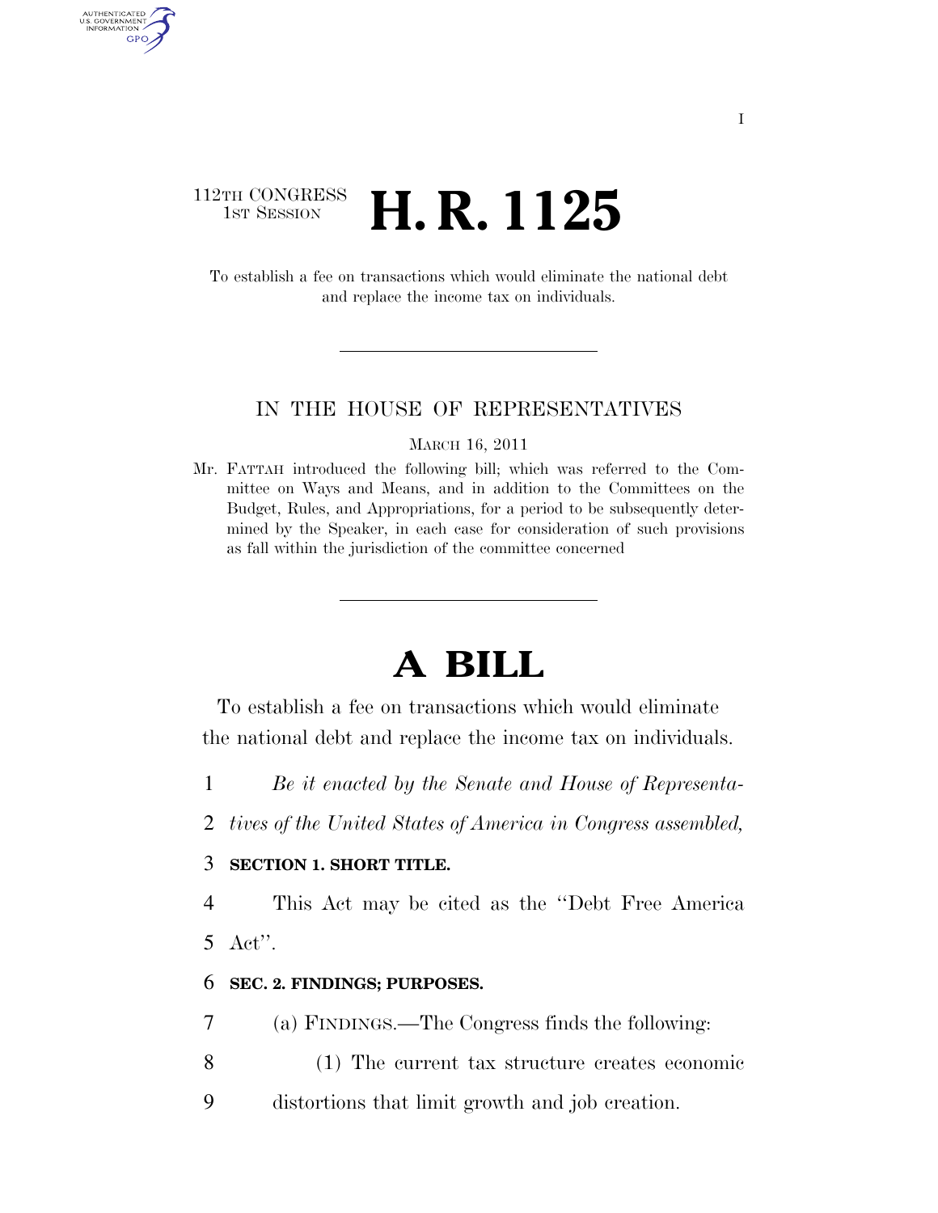112TH CONGRESS
1ST SESSION

# H. R. 1125

To establish a fee on transactions which would eliminate the national debt and replace the income tax on individuals.

IN THE HOUSE OF REPRESENTATIVES

MARCH 16, 2011

Mr. FATTAH introduced the following bill; which was referred to the Committee on Ways and Means, and in addition to the Committees on the Budget, Rules, and Appropriations, for a period to be subsequently determined by the Speaker, in each case for consideration of such provisions as fall within the jurisdiction of the committee concerned

# A BILL

To establish a fee on transactions which would eliminate the national debt and replace the income tax on individuals.

1 *Be it enacted by the Senate and House of Representa-*
2 *tives of the United States of America in Congress assembled,*

3 **SECTION 1. SHORT TITLE.**

4 This Act may be cited as the ''Debt Free America
5 Act''.

6 **SEC. 2. FINDINGS; PURPOSES.**

7 (a) FINDINGS.—The Congress finds the following:

8 (1) The current tax structure creates economic
9 distortions that limit growth and job creation.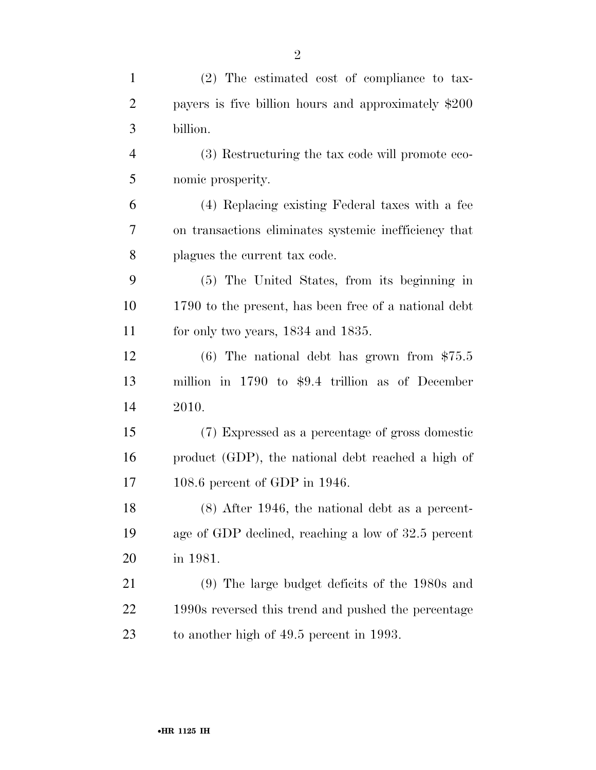(2) The estimated cost of compliance to taxpayers is five billion hours and approximately $200 billion.

(3) Restructuring the tax code will promote economic prosperity.

(4) Replacing existing Federal taxes with a fee on transactions eliminates systemic inefficiency that plagues the current tax code.

(5) The United States, from its beginning in 1790 to the present, has been free of a national debt for only two years, 1834 and 1835.

(6) The national debt has grown from $75.5 million in 1790 to $9.4 trillion as of December 2010.

(7) Expressed as a percentage of gross domestic product (GDP), the national debt reached a high of 108.6 percent of GDP in 1946.

(8) After 1946, the national debt as a percentage of GDP declined, reaching a low of 32.5 percent in 1981.

(9) The large budget deficits of the 1980s and 1990s reversed this trend and pushed the percentage to another high of 49.5 percent in 1993.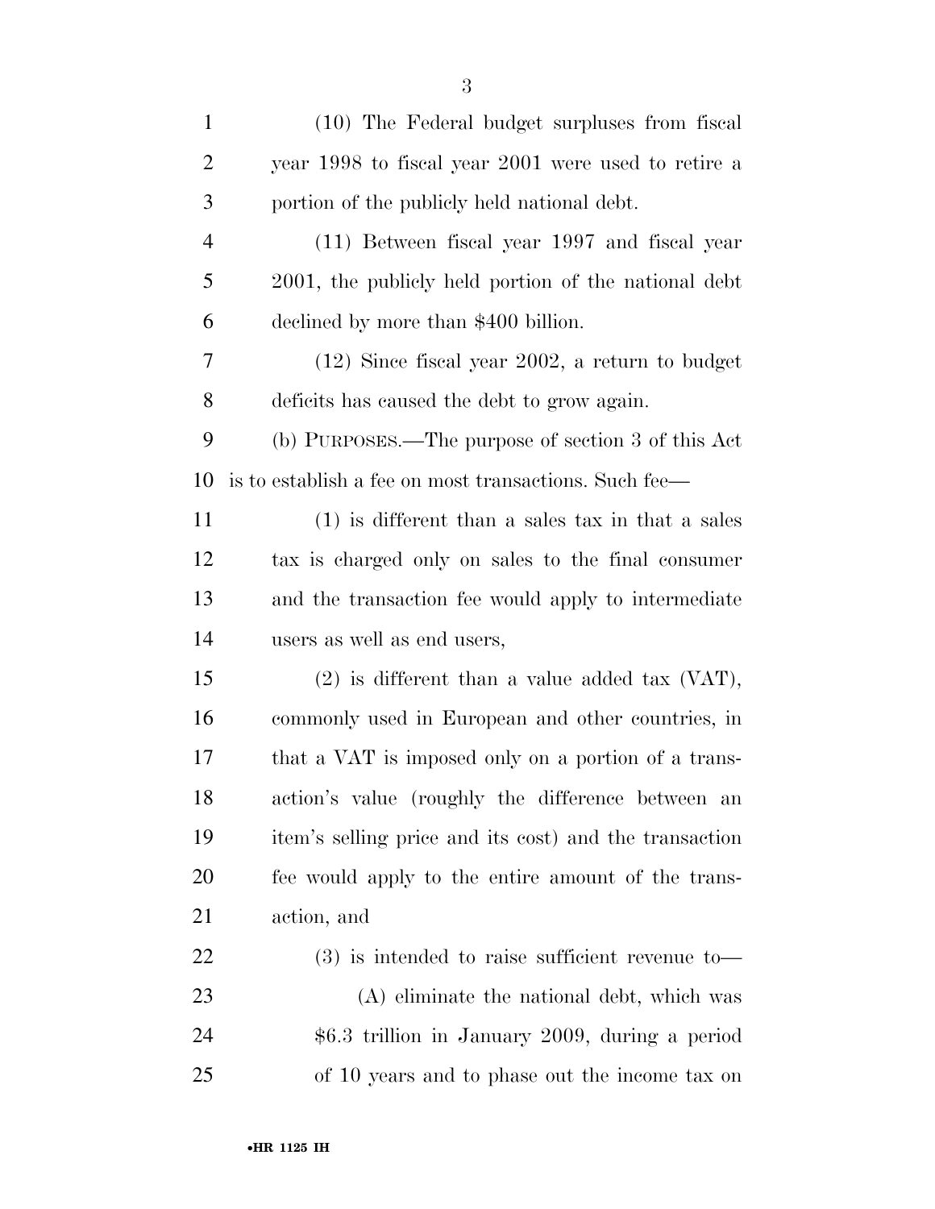(10) The Federal budget surpluses from fiscal year 1998 to fiscal year 2001 were used to retire a portion of the publicly held national debt.

(11) Between fiscal year 1997 and fiscal year 2001, the publicly held portion of the national debt declined by more than $400 billion.

(12) Since fiscal year 2002, a return to budget deficits has caused the debt to grow again.

(b) PURPOSES.—The purpose of section 3 of this Act is to establish a fee on most transactions. Such fee—

(1) is different than a sales tax in that a sales tax is charged only on sales to the final consumer and the transaction fee would apply to intermediate users as well as end users,

(2) is different than a value added tax (VAT), commonly used in European and other countries, in that a VAT is imposed only on a portion of a transaction's value (roughly the difference between an item's selling price and its cost) and the transaction fee would apply to the entire amount of the transaction, and

(3) is intended to raise sufficient revenue to—

(A) eliminate the national debt, which was $6.3 trillion in January 2009, during a period of 10 years and to phase out the income tax on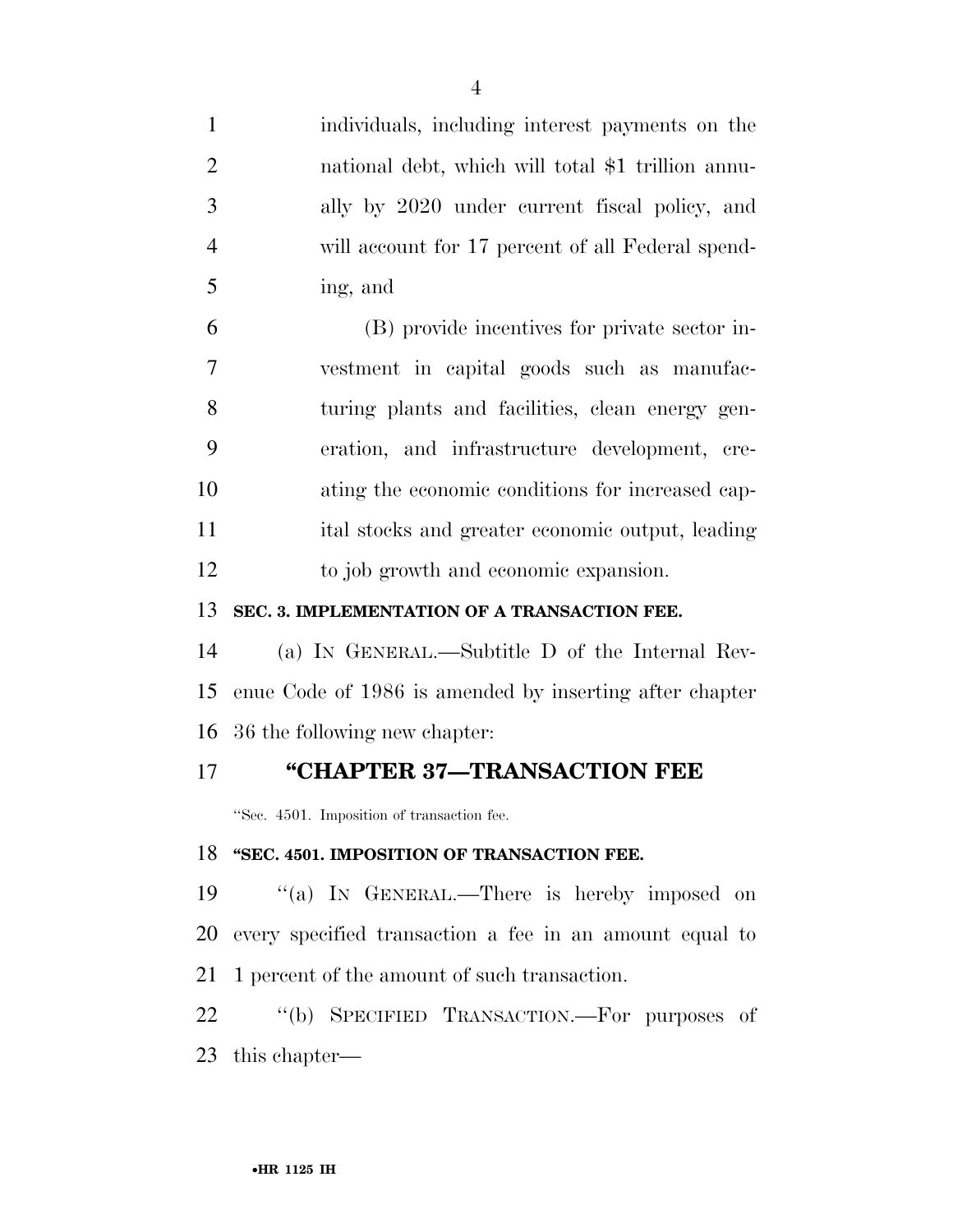individuals, including interest payments on the national debt, which will total $1 trillion annually by 2020 under current fiscal policy, and will account for 17 percent of all Federal spending, and

(B) provide incentives for private sector investment in capital goods such as manufacturing plants and facilities, clean energy generation, and infrastructure development, creating the economic conditions for increased capital stocks and greater economic output, leading to job growth and economic expansion.

**SEC. 3. IMPLEMENTATION OF A TRANSACTION FEE.**

(a) IN GENERAL.—Subtitle D of the Internal Revenue Code of 1986 is amended by inserting after chapter 36 the following new chapter:

## "CHAPTER 37—TRANSACTION FEE

"Sec. 4501. Imposition of transaction fee.

**"SEC. 4501. IMPOSITION OF TRANSACTION FEE.**

"(a) IN GENERAL.—There is hereby imposed on every specified transaction a fee in an amount equal to 1 percent of the amount of such transaction.

"(b) SPECIFIED TRANSACTION.—For purposes of this chapter—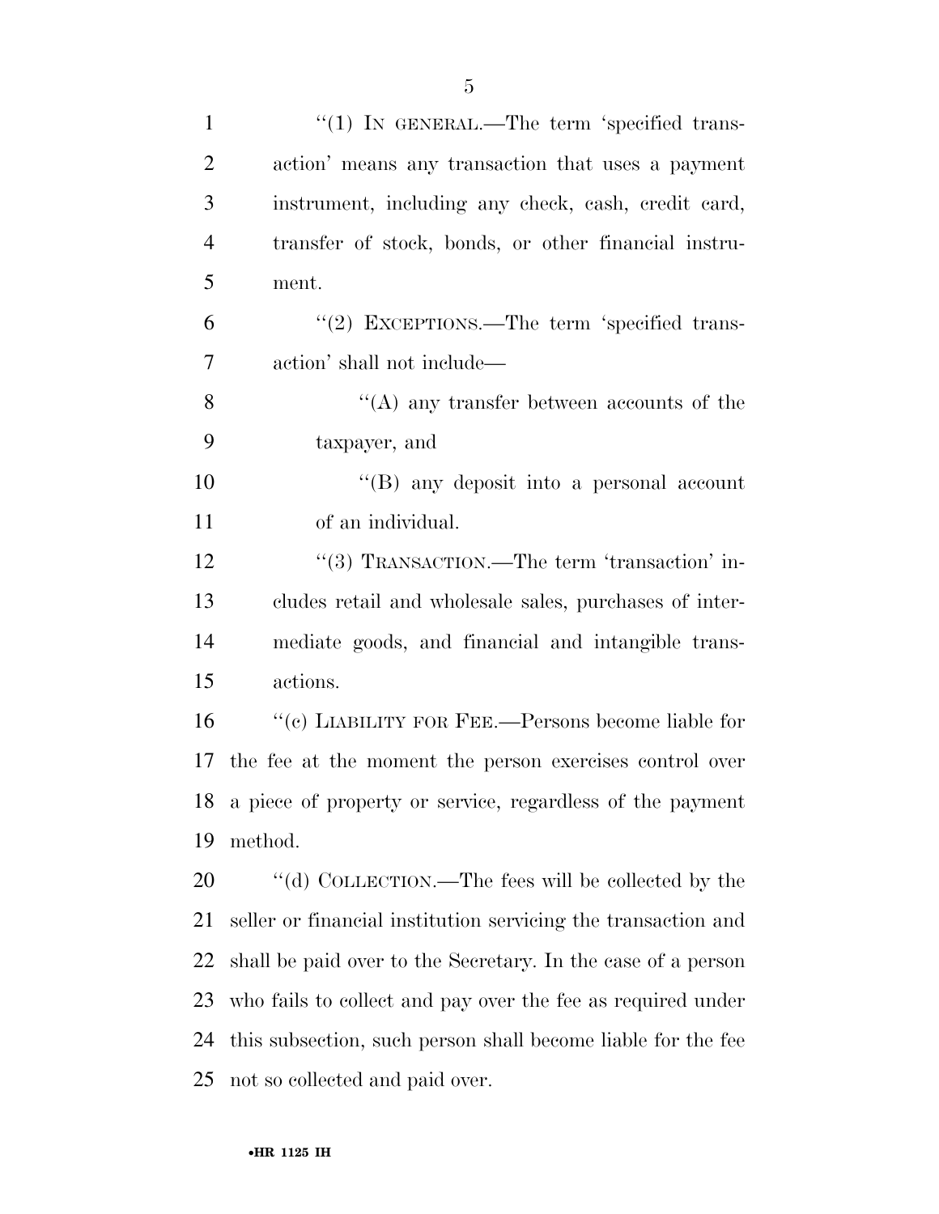"(1) IN GENERAL.—The term 'specified transaction' means any transaction that uses a payment instrument, including any check, cash, credit card, transfer of stock, bonds, or other financial instrument.

"(2) EXCEPTIONS.—The term 'specified transaction' shall not include—

"(A) any transfer between accounts of the taxpayer, and

"(B) any deposit into a personal account of an individual.

"(3) TRANSACTION.—The term 'transaction' includes retail and wholesale sales, purchases of intermediate goods, and financial and intangible transactions.

"(c) LIABILITY FOR FEE.—Persons become liable for the fee at the moment the person exercises control over a piece of property or service, regardless of the payment method.

"(d) COLLECTION.—The fees will be collected by the seller or financial institution servicing the transaction and shall be paid over to the Secretary. In the case of a person who fails to collect and pay over the fee as required under this subsection, such person shall become liable for the fee not so collected and paid over.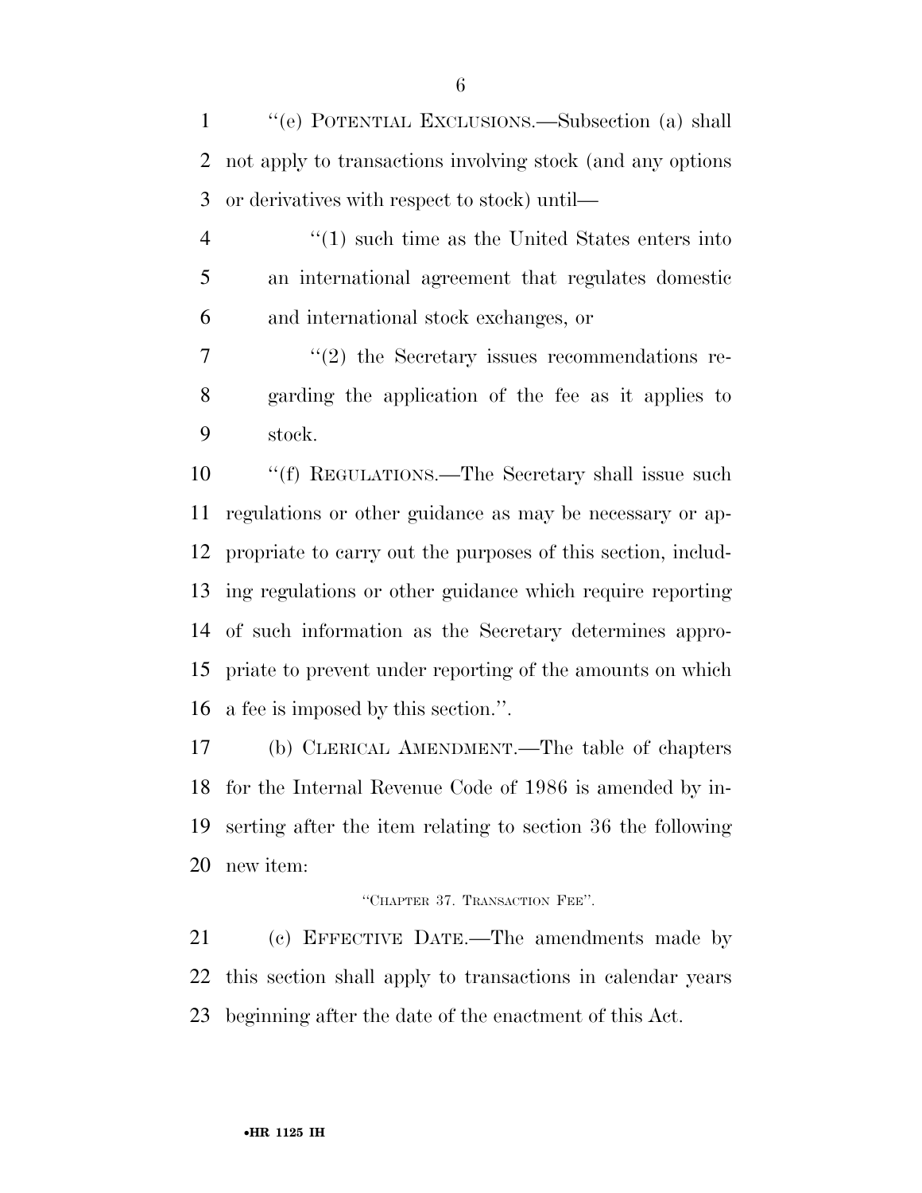"(e) POTENTIAL EXCLUSIONS.—Subsection (a) shall not apply to transactions involving stock (and any options or derivatives with respect to stock) until—

"(1) such time as the United States enters into an international agreement that regulates domestic and international stock exchanges, or

"(2) the Secretary issues recommendations regarding the application of the fee as it applies to stock.

"(f) REGULATIONS.—The Secretary shall issue such regulations or other guidance as may be necessary or appropriate to carry out the purposes of this section, including regulations or other guidance which require reporting of such information as the Secretary determines appropriate to prevent under reporting of the amounts on which a fee is imposed by this section.".

(b) CLERICAL AMENDMENT.—The table of chapters for the Internal Revenue Code of 1986 is amended by inserting after the item relating to section 36 the following new item:

"CHAPTER 37. TRANSACTION FEE".

(c) EFFECTIVE DATE.—The amendments made by this section shall apply to transactions in calendar years beginning after the date of the enactment of this Act.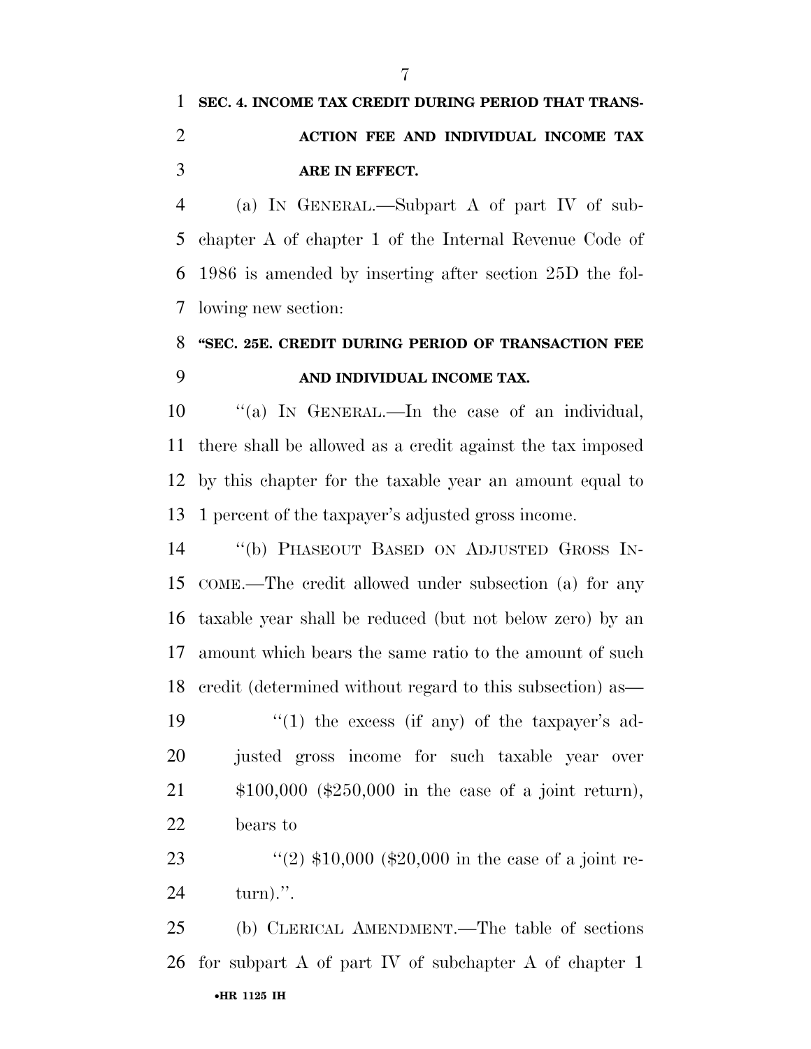**SEC. 4. INCOME TAX CREDIT DURING PERIOD THAT TRANSACTION FEE AND INDIVIDUAL INCOME TAX ARE IN EFFECT.**

(a) IN GENERAL.—Subpart A of part IV of subchapter A of chapter 1 of the Internal Revenue Code of 1986 is amended by inserting after section 25D the following new section:

**"SEC. 25E. CREDIT DURING PERIOD OF TRANSACTION FEE AND INDIVIDUAL INCOME TAX.**

"(a) IN GENERAL.—In the case of an individual, there shall be allowed as a credit against the tax imposed by this chapter for the taxable year an amount equal to 1 percent of the taxpayer's adjusted gross income.

"(b) PHASEOUT BASED ON ADJUSTED GROSS INCOME.—The credit allowed under subsection (a) for any taxable year shall be reduced (but not below zero) by an amount which bears the same ratio to the amount of such credit (determined without regard to this subsection) as—

"(1) the excess (if any) of the taxpayer's adjusted gross income for such taxable year over $100,000 ($250,000 in the case of a joint return), bears to

"(2) $10,000 ($20,000 in the case of a joint return).".

(b) CLERICAL AMENDMENT.—The table of sections for subpart A of part IV of subchapter A of chapter 1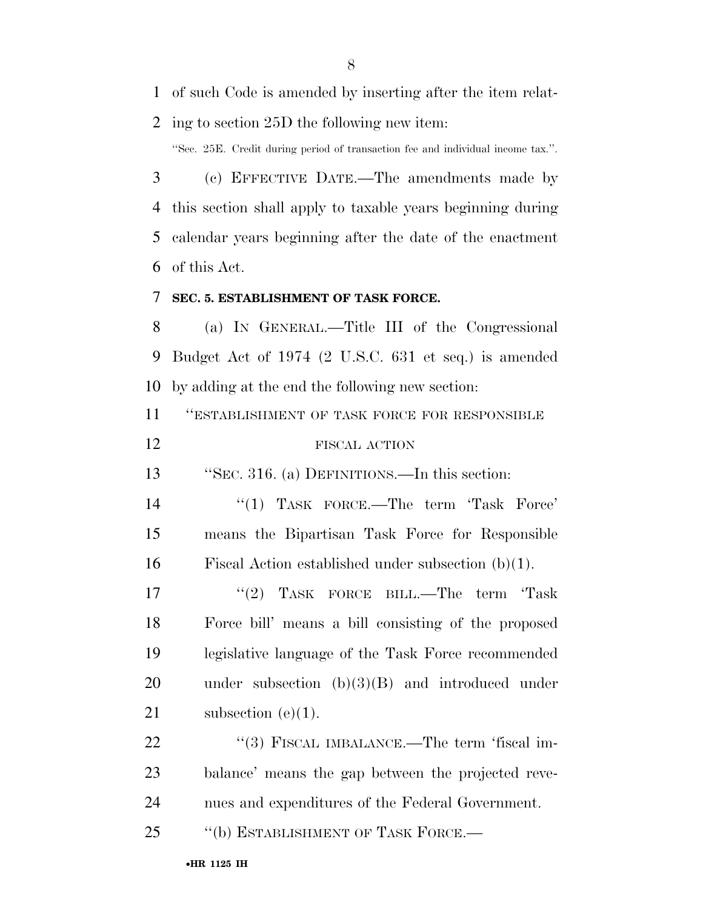of such Code is amended by inserting after the item relating to section 25D the following new item:

"Sec. 25E. Credit during period of transaction fee and individual income tax.".

(c) EFFECTIVE DATE.—The amendments made by this section shall apply to taxable years beginning during calendar years beginning after the date of the enactment of this Act.

**SEC. 5. ESTABLISHMENT OF TASK FORCE.**

(a) IN GENERAL.—Title III of the Congressional Budget Act of 1974 (2 U.S.C. 631 et seq.) is amended by adding at the end the following new section:

"ESTABLISHMENT OF TASK FORCE FOR RESPONSIBLE FISCAL ACTION

"SEC. 316. (a) DEFINITIONS.—In this section:

"(1) TASK FORCE.—The term 'Task Force' means the Bipartisan Task Force for Responsible Fiscal Action established under subsection (b)(1).

"(2) TASK FORCE BILL.—The term 'Task Force bill' means a bill consisting of the proposed legislative language of the Task Force recommended under subsection (b)(3)(B) and introduced under subsection (e)(1).

"(3) FISCAL IMBALANCE.—The term 'fiscal imbalance' means the gap between the projected revenues and expenditures of the Federal Government.

"(b) ESTABLISHMENT OF TASK FORCE.—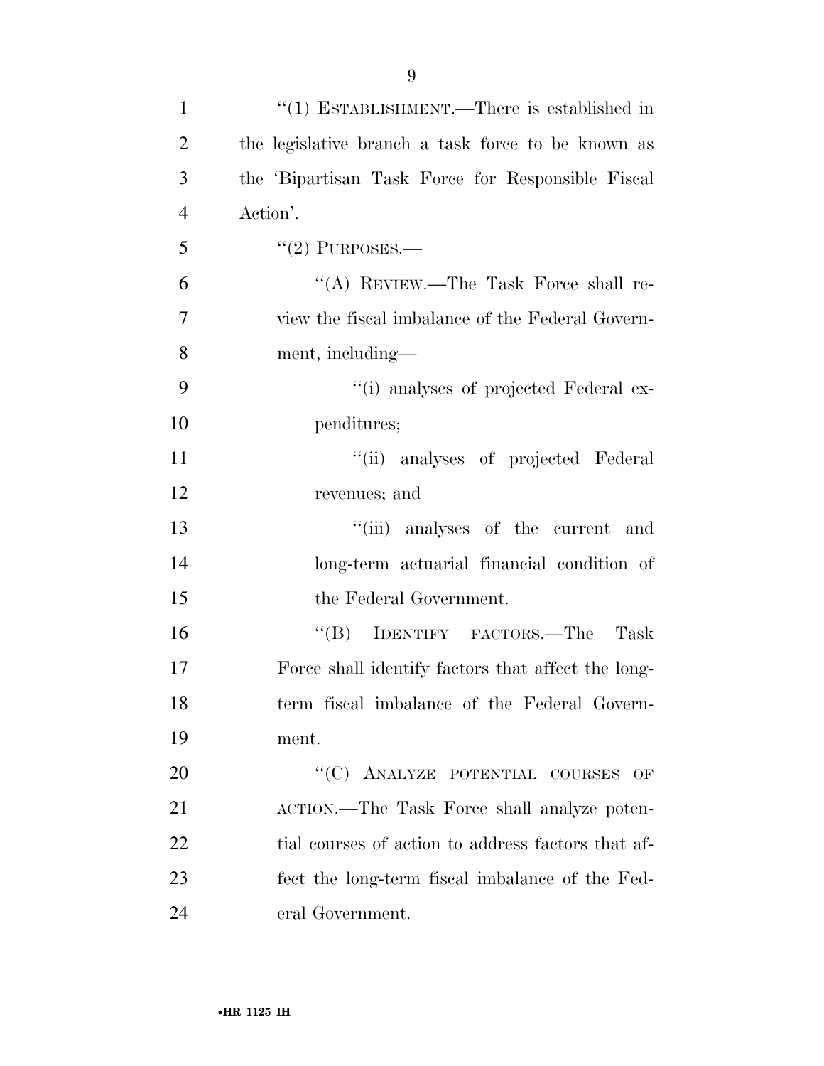"(1) ESTABLISHMENT.—There is established in the legislative branch a task force to be known as the 'Bipartisan Task Force for Responsible Fiscal Action'.

"(2) PURPOSES.—

"(A) REVIEW.—The Task Force shall review the fiscal imbalance of the Federal Government, including—

"(i) analyses of projected Federal expenditures;

"(ii) analyses of projected Federal revenues; and

"(iii) analyses of the current and long-term actuarial financial condition of the Federal Government.

"(B) IDENTIFY FACTORS.—The Task Force shall identify factors that affect the long-term fiscal imbalance of the Federal Government.

"(C) ANALYZE POTENTIAL COURSES OF ACTION.—The Task Force shall analyze potential courses of action to address factors that affect the long-term fiscal imbalance of the Federal Government.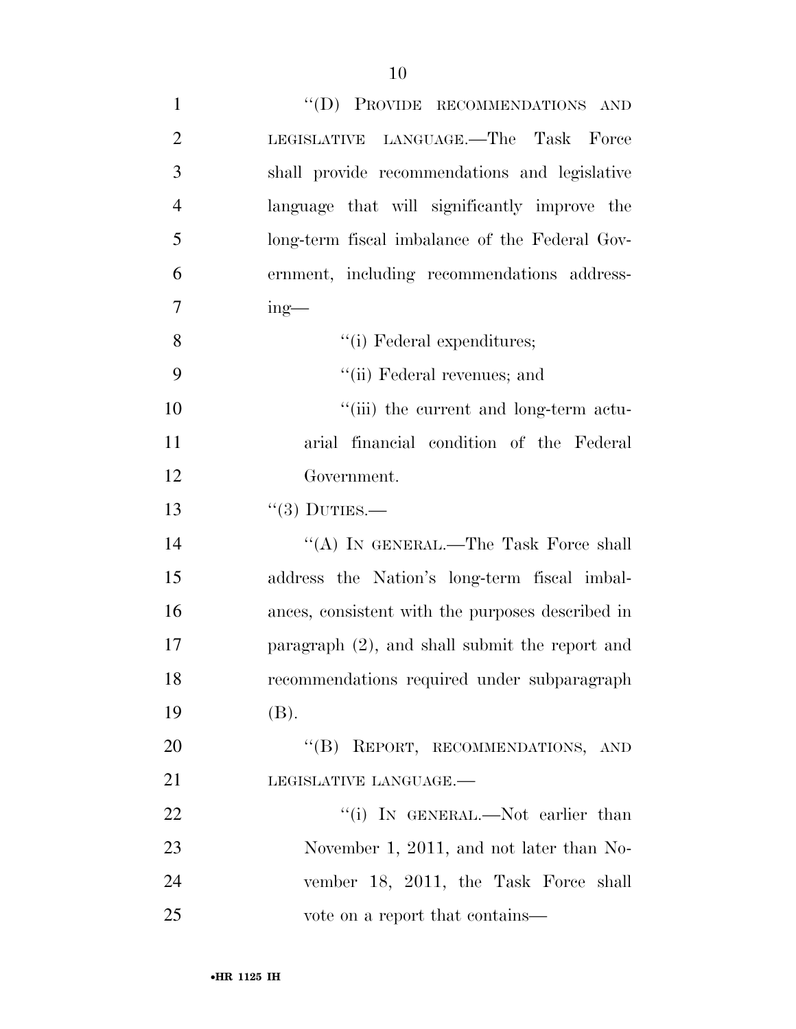"(D) PROVIDE RECOMMENDATIONS AND LEGISLATIVE LANGUAGE.—The Task Force shall provide recommendations and legislative language that will significantly improve the long-term fiscal imbalance of the Federal Government, including recommendations addressing—

"(i) Federal expenditures;

"(ii) Federal revenues; and

"(iii) the current and long-term actuarial financial condition of the Federal Government.

"(3) DUTIES.—

"(A) IN GENERAL.—The Task Force shall address the Nation's long-term fiscal imbalances, consistent with the purposes described in paragraph (2), and shall submit the report and recommendations required under subparagraph (B).

"(B) REPORT, RECOMMENDATIONS, AND LEGISLATIVE LANGUAGE.—

"(i) IN GENERAL.—Not earlier than November 1, 2011, and not later than November 18, 2011, the Task Force shall vote on a report that contains—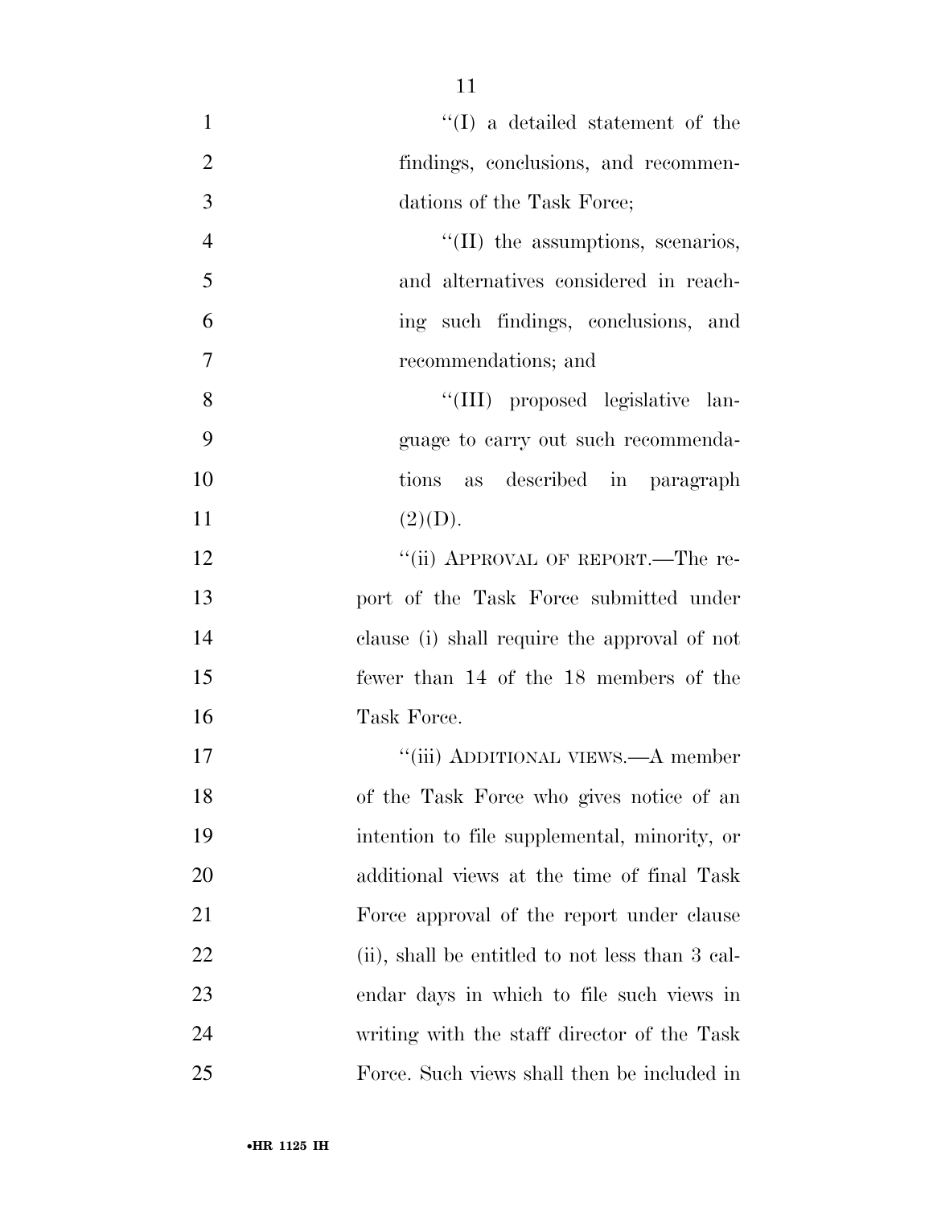"(I) a detailed statement of the findings, conclusions, and recommendations of the Task Force;

"(II) the assumptions, scenarios, and alternatives considered in reaching such findings, conclusions, and recommendations; and

"(III) proposed legislative language to carry out such recommendations as described in paragraph (2)(D).

"(ii) APPROVAL OF REPORT.—The report of the Task Force submitted under clause (i) shall require the approval of not fewer than 14 of the 18 members of the Task Force.

"(iii) ADDITIONAL VIEWS.—A member of the Task Force who gives notice of an intention to file supplemental, minority, or additional views at the time of final Task Force approval of the report under clause (ii), shall be entitled to not less than 3 calendar days in which to file such views in writing with the staff director of the Task Force. Such views shall then be included in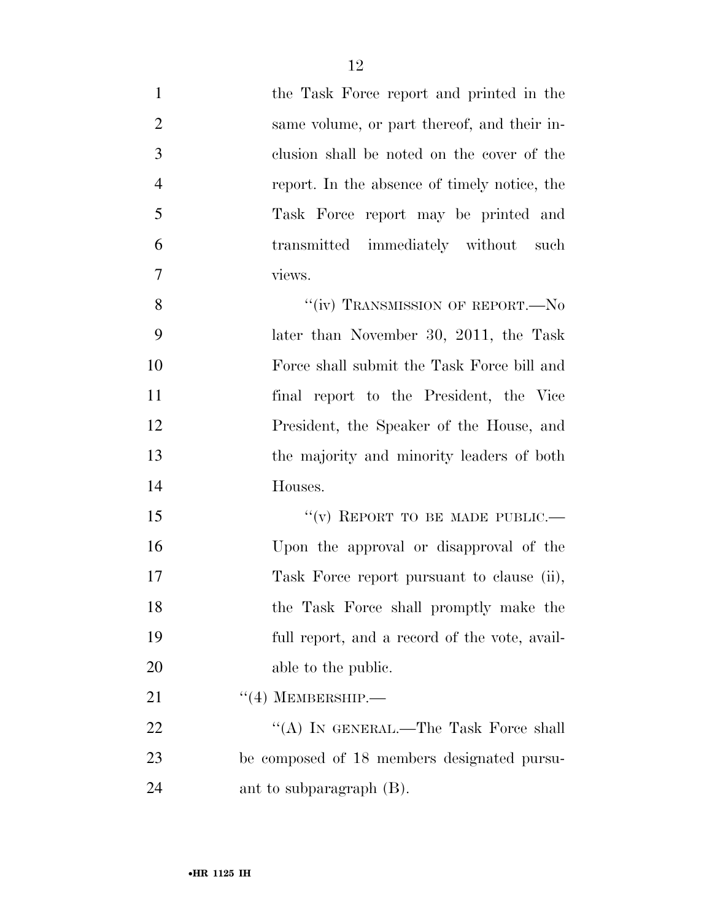the Task Force report and printed in the same volume, or part thereof, and their inclusion shall be noted on the cover of the report. In the absence of timely notice, the Task Force report may be printed and transmitted immediately without such views.

"(iv) TRANSMISSION OF REPORT.—No later than November 30, 2011, the Task Force shall submit the Task Force bill and final report to the President, the Vice President, the Speaker of the House, and the majority and minority leaders of both Houses.

"(v) REPORT TO BE MADE PUBLIC.—Upon the approval or disapproval of the Task Force report pursuant to clause (ii), the Task Force shall promptly make the full report, and a record of the vote, available to the public.

"(4) MEMBERSHIP.—

"(A) IN GENERAL.—The Task Force shall be composed of 18 members designated pursuant to subparagraph (B).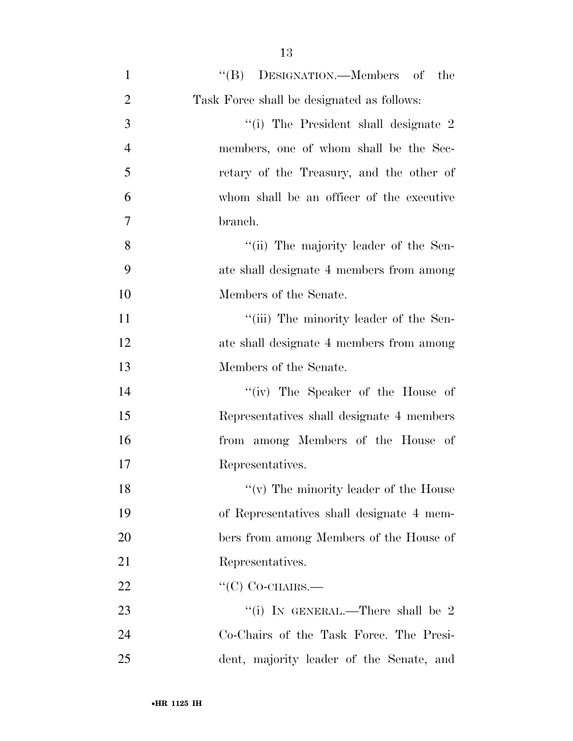''(B) DESIGNATION.—Members of the Task Force shall be designated as follows:

''(i) The President shall designate 2 members, one of whom shall be the Secretary of the Treasury, and the other of whom shall be an officer of the executive branch.

''(ii) The majority leader of the Senate shall designate 4 members from among Members of the Senate.

''(iii) The minority leader of the Senate shall designate 4 members from among Members of the Senate.

''(iv) The Speaker of the House of Representatives shall designate 4 members from among Members of the House of Representatives.

''(v) The minority leader of the House of Representatives shall designate 4 members from among Members of the House of Representatives.

''(C) CO-CHAIRS.—

''(i) IN GENERAL.—There shall be 2 Co-Chairs of the Task Force. The President, majority leader of the Senate, and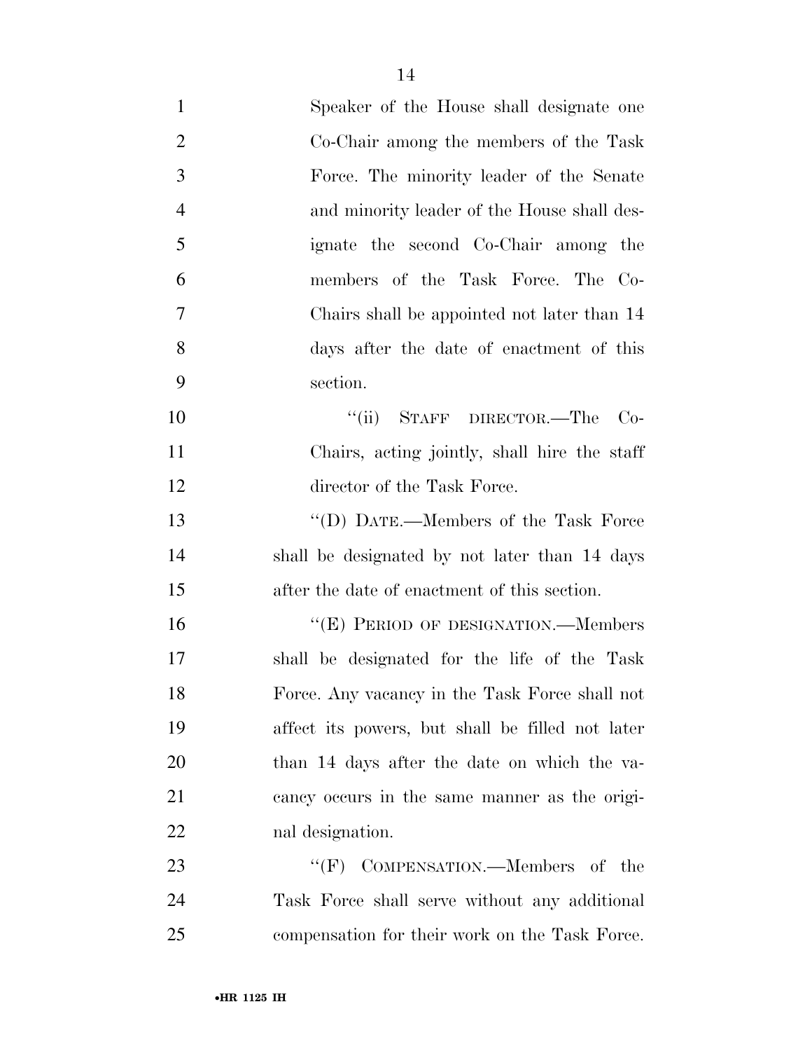Speaker of the House shall designate one Co-Chair among the members of the Task Force. The minority leader of the Senate and minority leader of the House shall designate the second Co-Chair among the members of the Task Force. The Co-Chairs shall be appointed not later than 14 days after the date of enactment of this section.

"(ii) STAFF DIRECTOR.—The Co-Chairs, acting jointly, shall hire the staff director of the Task Force.

"(D) DATE.—Members of the Task Force shall be designated by not later than 14 days after the date of enactment of this section.

"(E) PERIOD OF DESIGNATION.—Members shall be designated for the life of the Task Force. Any vacancy in the Task Force shall not affect its powers, but shall be filled not later than 14 days after the date on which the vacancy occurs in the same manner as the original designation.

"(F) COMPENSATION.—Members of the Task Force shall serve without any additional compensation for their work on the Task Force.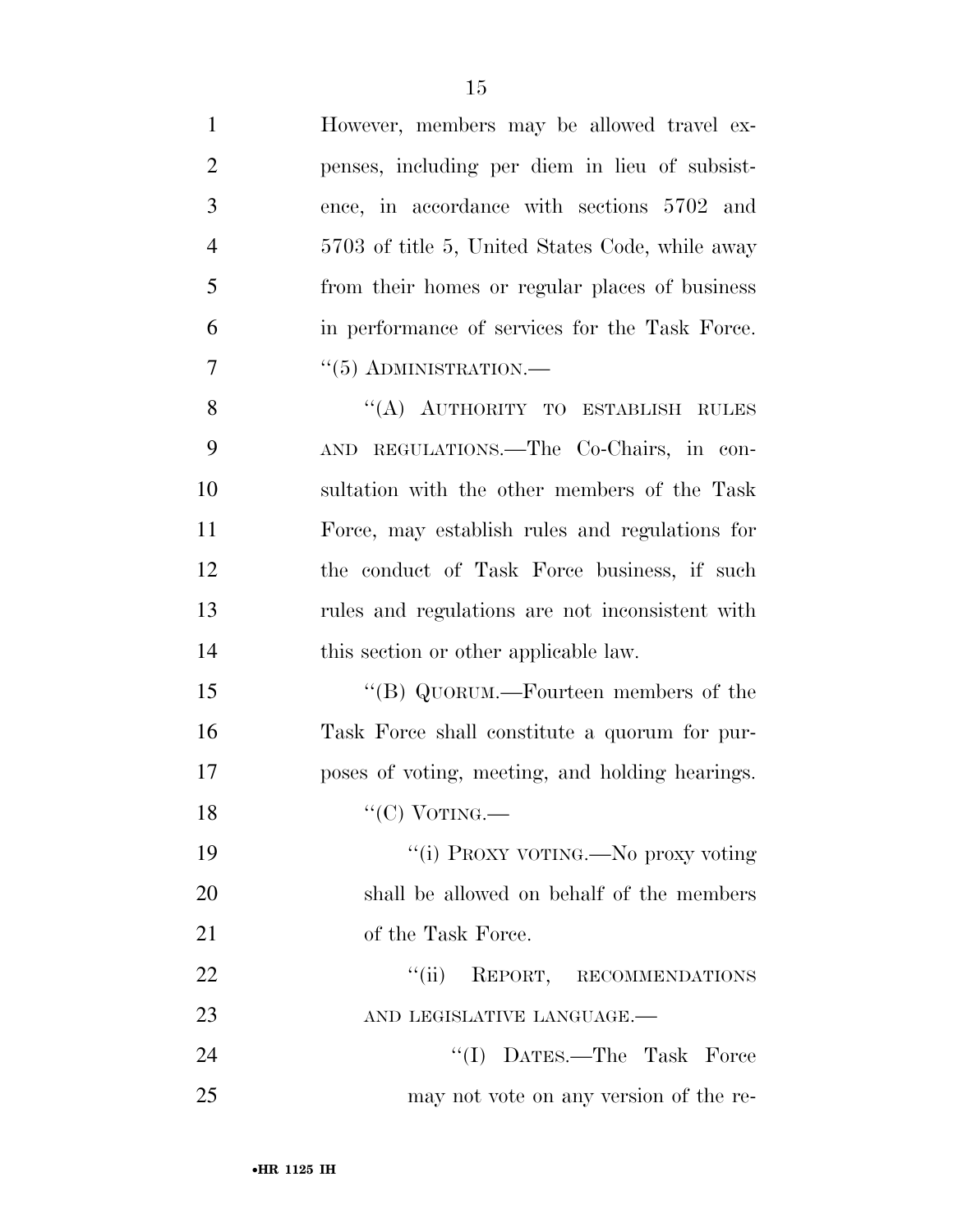However, members may be allowed travel expenses, including per diem in lieu of subsistence, in accordance with sections 5702 and 5703 of title 5, United States Code, while away from their homes or regular places of business in performance of services for the Task Force.

''(5) ADMINISTRATION.—

''(A) AUTHORITY TO ESTABLISH RULES AND REGULATIONS.—The Co-Chairs, in consultation with the other members of the Task Force, may establish rules and regulations for the conduct of Task Force business, if such rules and regulations are not inconsistent with this section or other applicable law.

''(B) QUORUM.—Fourteen members of the Task Force shall constitute a quorum for purposes of voting, meeting, and holding hearings.

''(C) VOTING.—

''(i) PROXY VOTING.—No proxy voting shall be allowed on behalf of the members of the Task Force.

''(ii) REPORT, RECOMMENDATIONS AND LEGISLATIVE LANGUAGE.—

''(I) DATES.—The Task Force may not vote on any version of the re-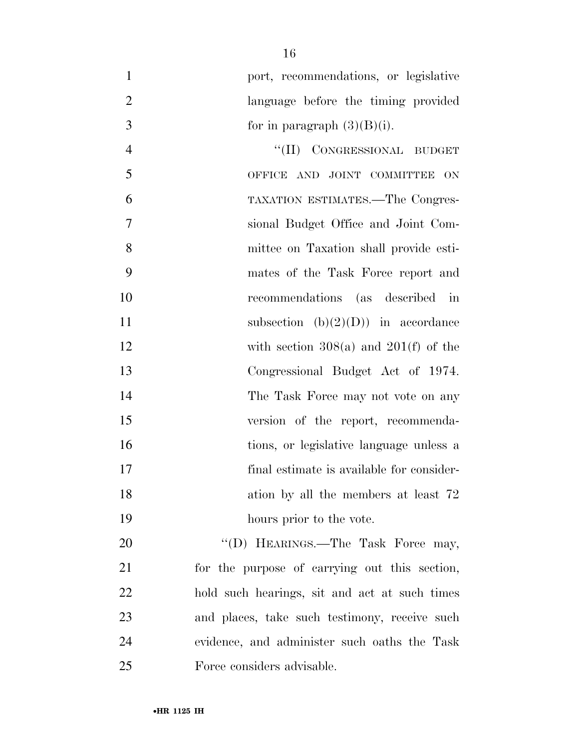port, recommendations, or legislative language before the timing provided for in paragraph (3)(B)(i).

"(II) CONGRESSIONAL BUDGET OFFICE AND JOINT COMMITTEE ON TAXATION ESTIMATES.—The Congressional Budget Office and Joint Committee on Taxation shall provide estimates of the Task Force report and recommendations (as described in subsection (b)(2)(D)) in accordance with section 308(a) and 201(f) of the Congressional Budget Act of 1974. The Task Force may not vote on any version of the report, recommendations, or legislative language unless a final estimate is available for consideration by all the members at least 72 hours prior to the vote.

"(D) HEARINGS.—The Task Force may, for the purpose of carrying out this section, hold such hearings, sit and act at such times and places, take such testimony, receive such evidence, and administer such oaths the Task Force considers advisable.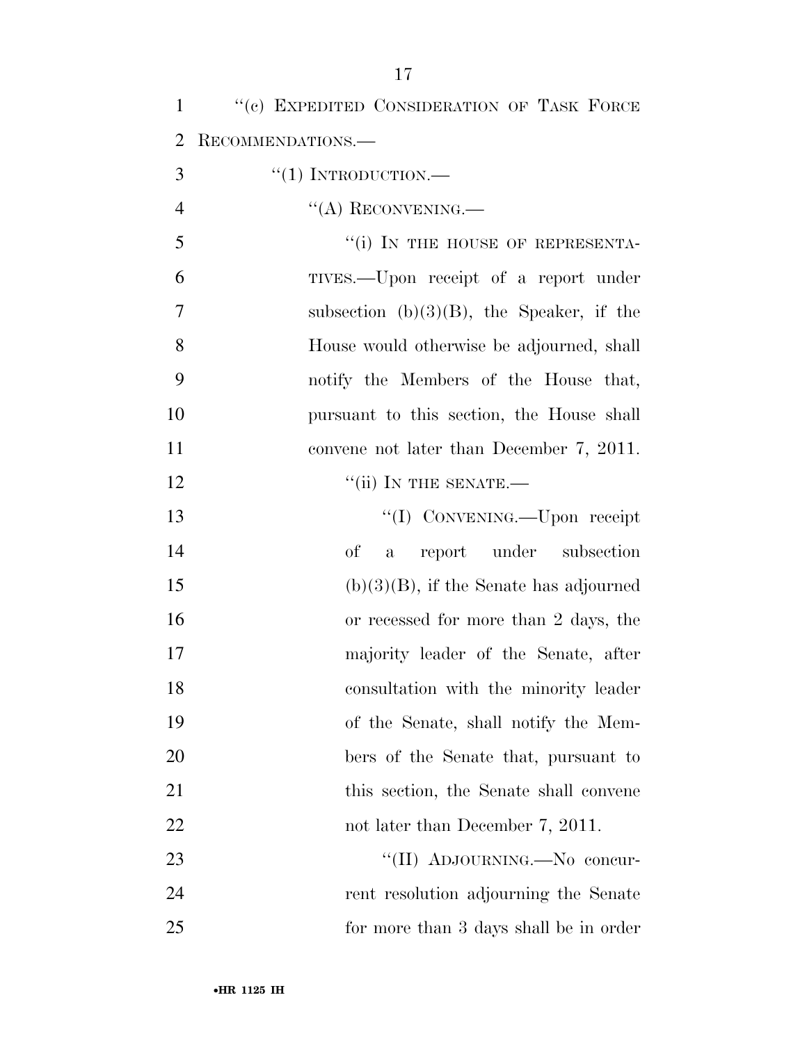"(c) EXPEDITED CONSIDERATION OF TASK FORCE RECOMMENDATIONS.—

"(1) INTRODUCTION.—

"(A) RECONVENING.—

"(i) IN THE HOUSE OF REPRESENTATIVES.—Upon receipt of a report under subsection (b)(3)(B), the Speaker, if the House would otherwise be adjourned, shall notify the Members of the House that, pursuant to this section, the House shall convene not later than December 7, 2011.

"(ii) IN THE SENATE.—

"(I) CONVENING.—Upon receipt of a report under subsection (b)(3)(B), if the Senate has adjourned or recessed for more than 2 days, the majority leader of the Senate, after consultation with the minority leader of the Senate, shall notify the Members of the Senate that, pursuant to this section, the Senate shall convene not later than December 7, 2011.

"(II) ADJOURNING.—No concurrent resolution adjourning the Senate for more than 3 days shall be in order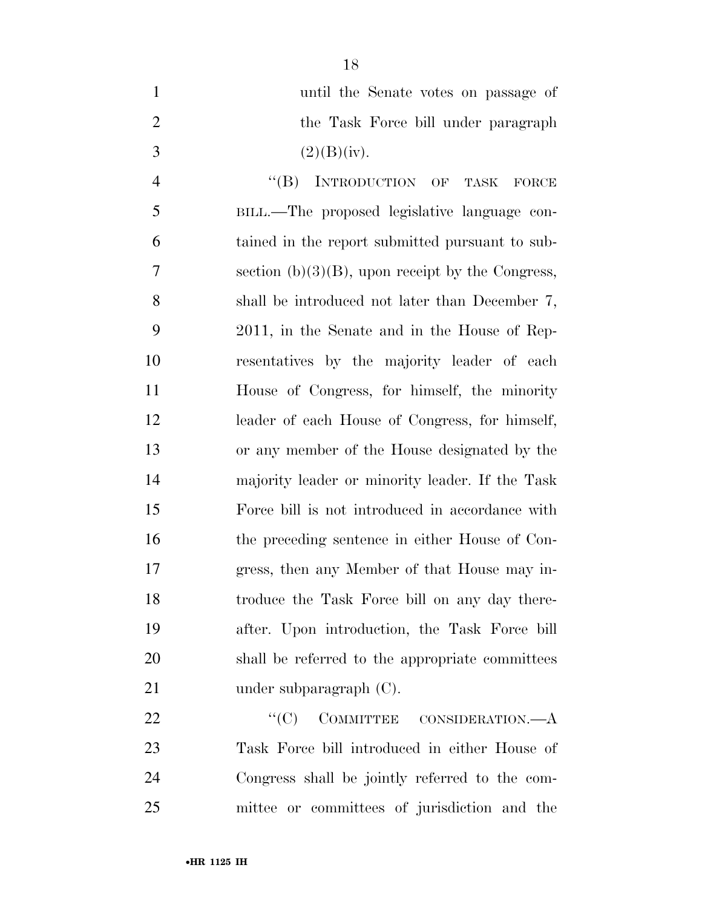until the Senate votes on passage of the Task Force bill under paragraph (2)(B)(iv).

"(B) INTRODUCTION OF TASK FORCE BILL.—The proposed legislative language contained in the report submitted pursuant to subsection (b)(3)(B), upon receipt by the Congress, shall be introduced not later than December 7, 2011, in the Senate and in the House of Representatives by the majority leader of each House of Congress, for himself, the minority leader of each House of Congress, for himself, or any member of the House designated by the majority leader or minority leader. If the Task Force bill is not introduced in accordance with the preceding sentence in either House of Congress, then any Member of that House may introduce the Task Force bill on any day thereafter. Upon introduction, the Task Force bill shall be referred to the appropriate committees under subparagraph (C).

"(C) COMMITTEE CONSIDERATION.—A Task Force bill introduced in either House of Congress shall be jointly referred to the committee or committees of jurisdiction and the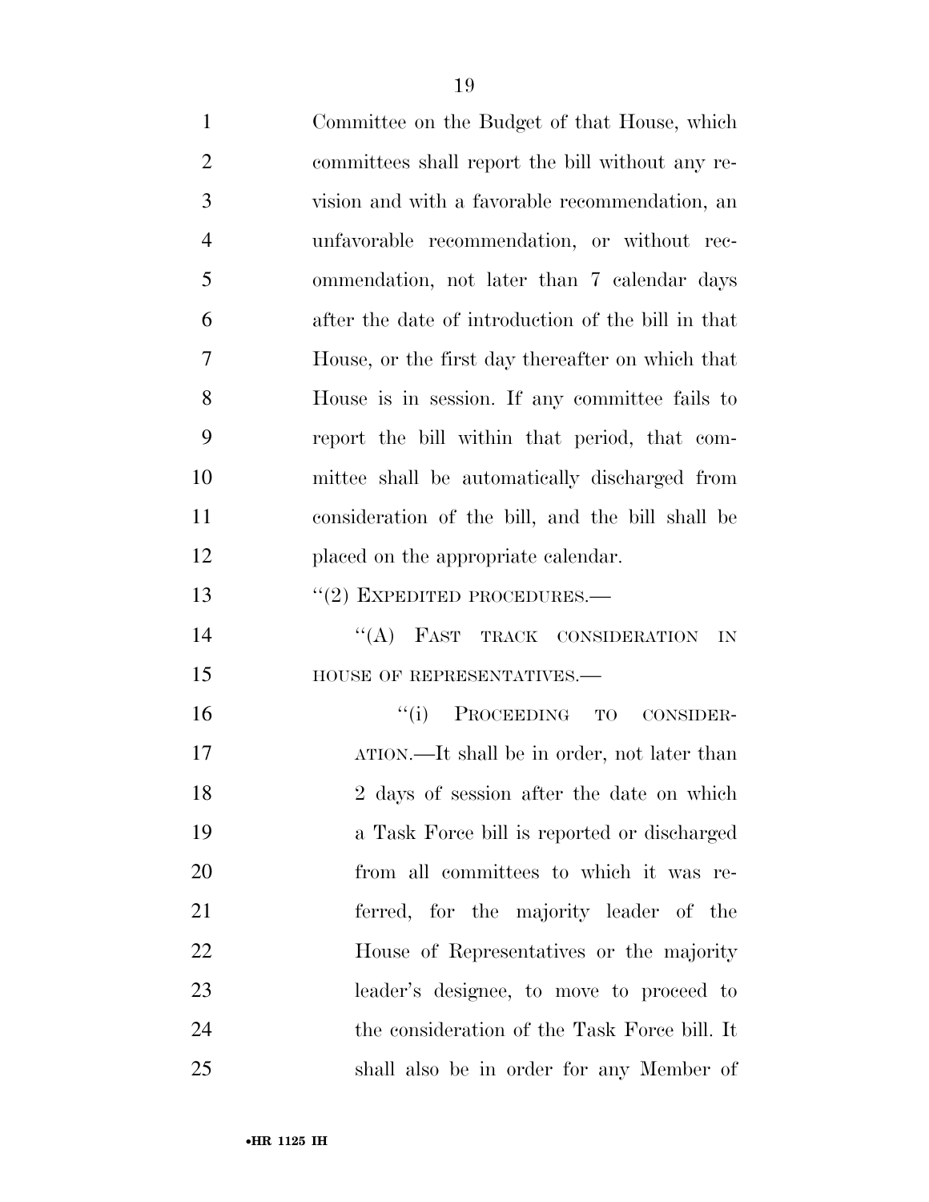Committee on the Budget of that House, which committees shall report the bill without any revision and with a favorable recommendation, an unfavorable recommendation, or without recommendation, not later than 7 calendar days after the date of introduction of the bill in that House, or the first day thereafter on which that House is in session. If any committee fails to report the bill within that period, that committee shall be automatically discharged from consideration of the bill, and the bill shall be placed on the appropriate calendar.

"(2) EXPEDITED PROCEDURES.—

"(A) FAST TRACK CONSIDERATION IN HOUSE OF REPRESENTATIVES.—

"(i) PROCEEDING TO CONSIDERATION.—It shall be in order, not later than 2 days of session after the date on which a Task Force bill is reported or discharged from all committees to which it was referred, for the majority leader of the House of Representatives or the majority leader's designee, to move to proceed to the consideration of the Task Force bill. It shall also be in order for any Member of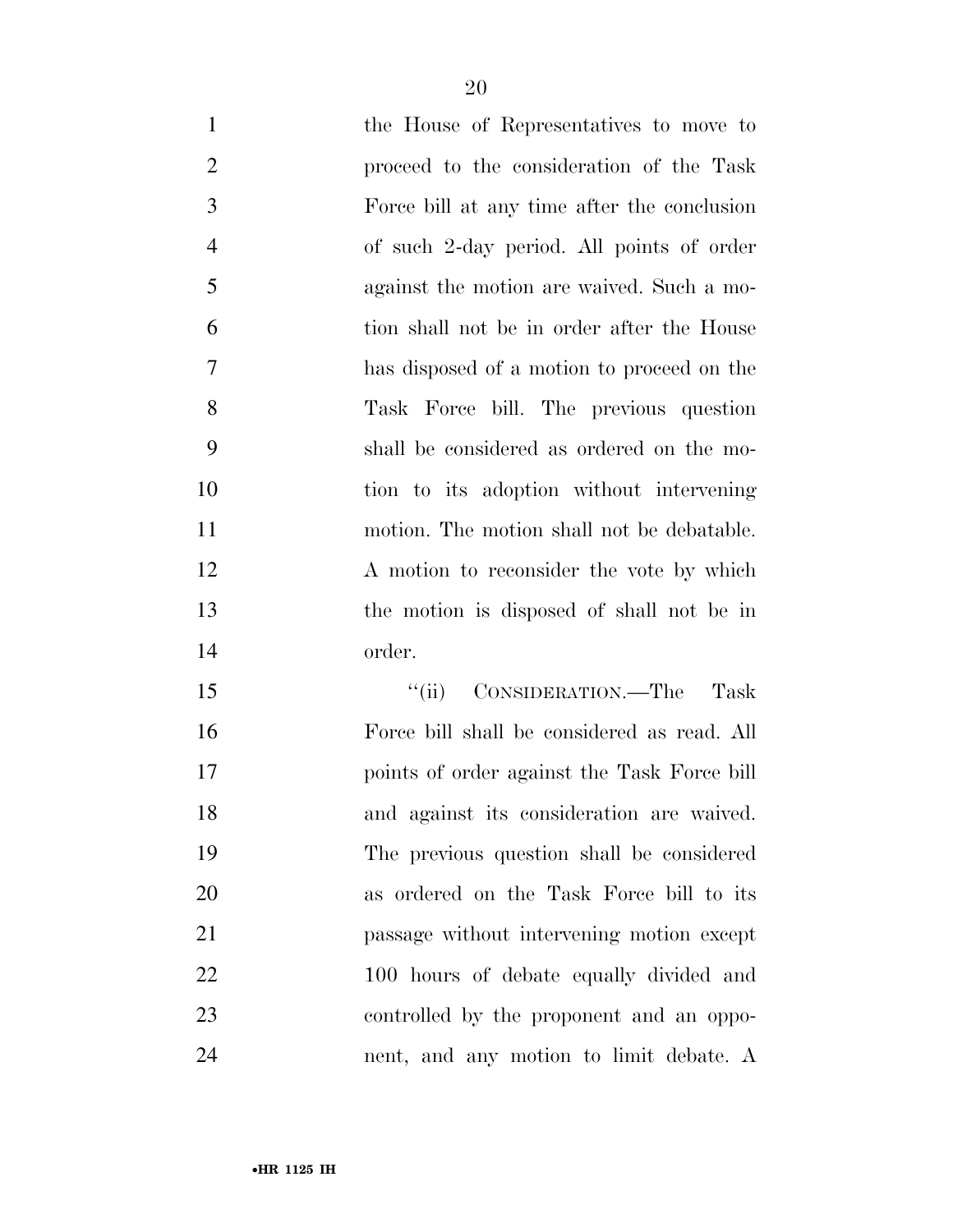the House of Representatives to move to proceed to the consideration of the Task Force bill at any time after the conclusion of such 2-day period. All points of order against the motion are waived. Such a motion shall not be in order after the House has disposed of a motion to proceed on the Task Force bill. The previous question shall be considered as ordered on the motion to its adoption without intervening motion. The motion shall not be debatable. A motion to reconsider the vote by which the motion is disposed of shall not be in order.

"(ii) CONSIDERATION.—The Task Force bill shall be considered as read. All points of order against the Task Force bill and against its consideration are waived. The previous question shall be considered as ordered on the Task Force bill to its passage without intervening motion except 100 hours of debate equally divided and controlled by the proponent and an opponent, and any motion to limit debate. A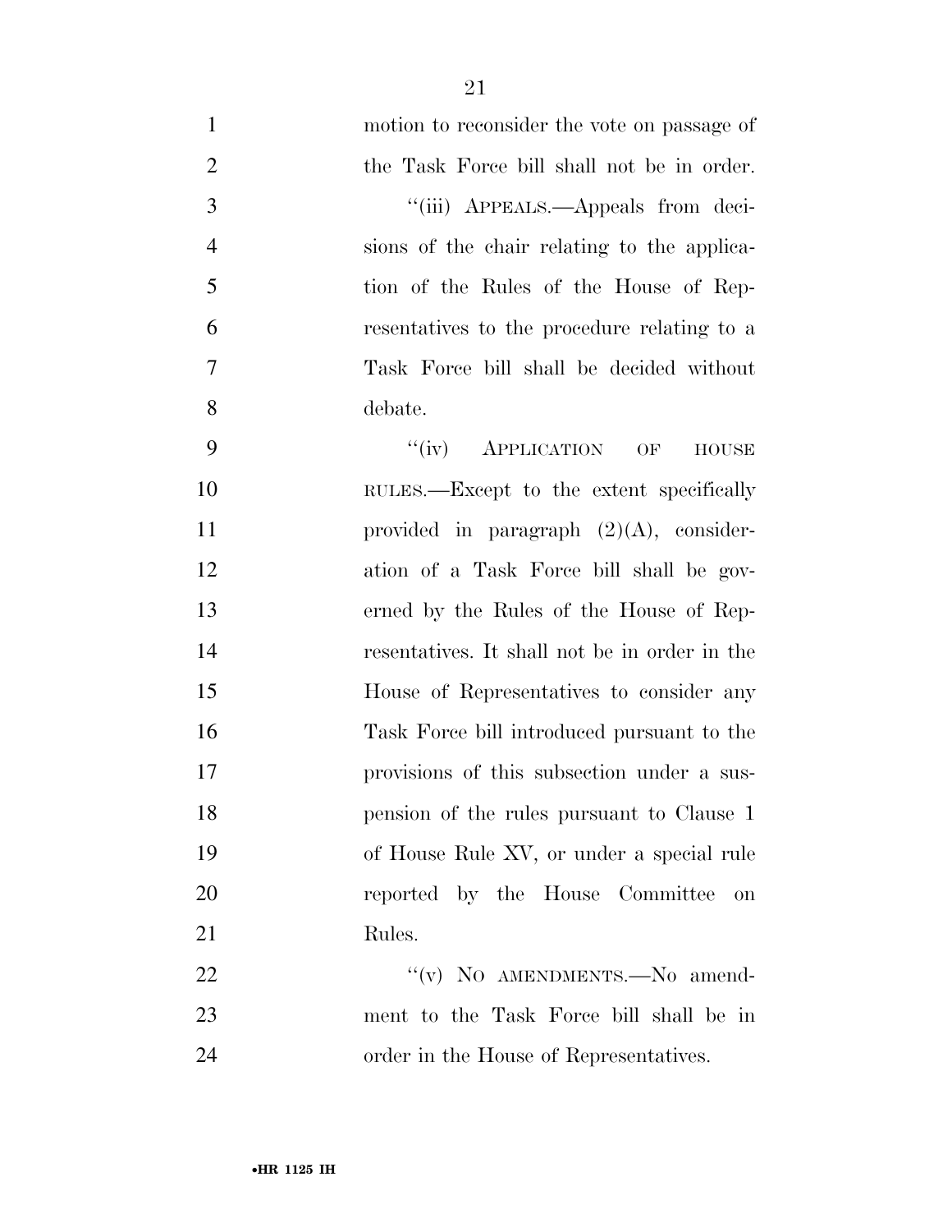motion to reconsider the vote on passage of the Task Force bill shall not be in order.

"(iii) APPEALS.—Appeals from decisions of the chair relating to the application of the Rules of the House of Representatives to the procedure relating to a Task Force bill shall be decided without debate.

"(iv) APPLICATION OF HOUSE RULES.—Except to the extent specifically provided in paragraph (2)(A), consideration of a Task Force bill shall be governed by the Rules of the House of Representatives. It shall not be in order in the House of Representatives to consider any Task Force bill introduced pursuant to the provisions of this subsection under a suspension of the rules pursuant to Clause 1 of House Rule XV, or under a special rule reported by the House Committee on Rules.

"(v) NO AMENDMENTS.—No amendment to the Task Force bill shall be in order in the House of Representatives.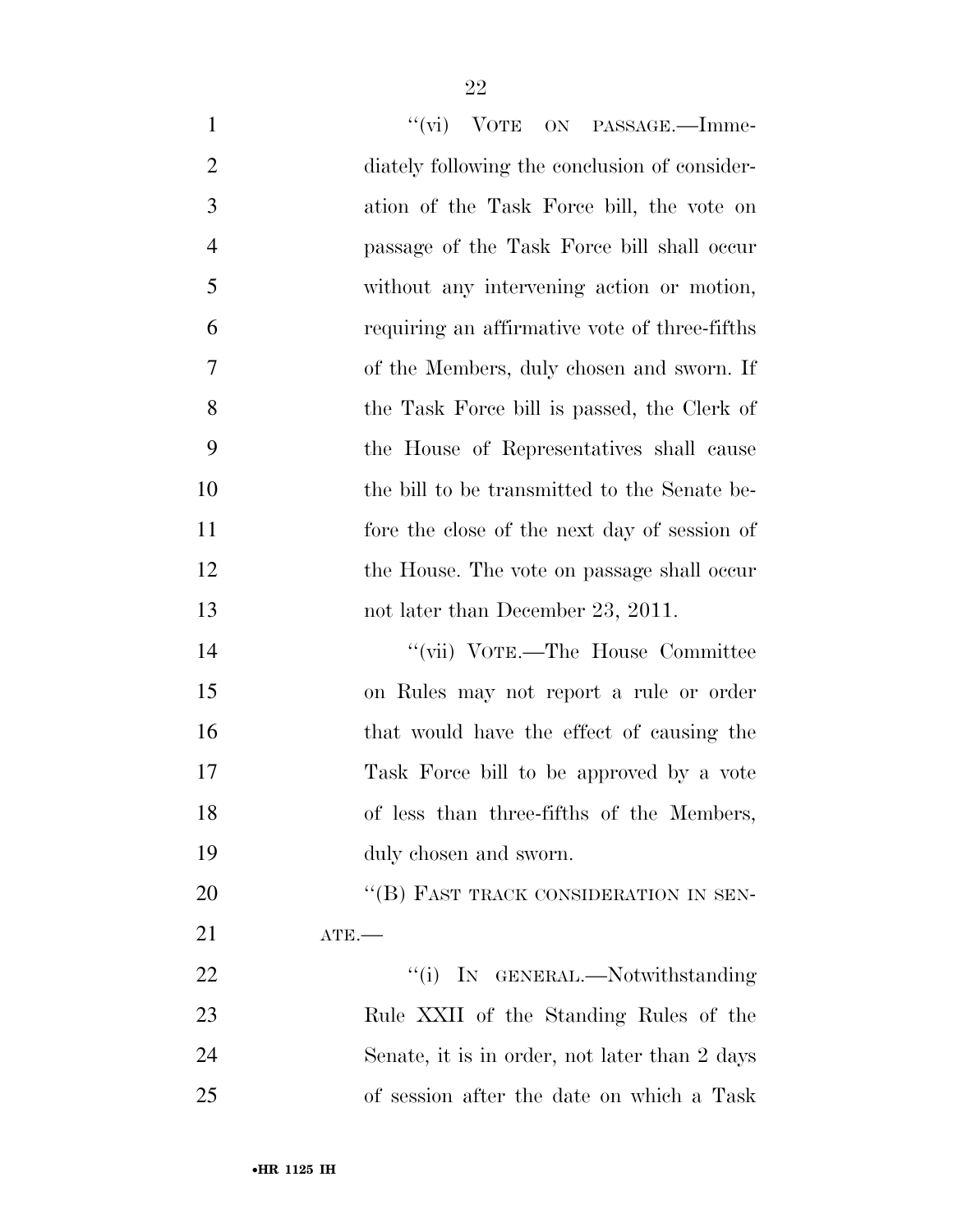"(vi) VOTE ON PASSAGE.—Immediately following the conclusion of consideration of the Task Force bill, the vote on passage of the Task Force bill shall occur without any intervening action or motion, requiring an affirmative vote of three-fifths of the Members, duly chosen and sworn. If the Task Force bill is passed, the Clerk of the House of Representatives shall cause the bill to be transmitted to the Senate before the close of the next day of session of the House. The vote on passage shall occur not later than December 23, 2011.

"(vii) VOTE.—The House Committee on Rules may not report a rule or order that would have the effect of causing the Task Force bill to be approved by a vote of less than three-fifths of the Members, duly chosen and sworn.

"(B) FAST TRACK CONSIDERATION IN SENATE.—

"(i) IN GENERAL.—Notwithstanding Rule XXII of the Standing Rules of the Senate, it is in order, not later than 2 days of session after the date on which a Task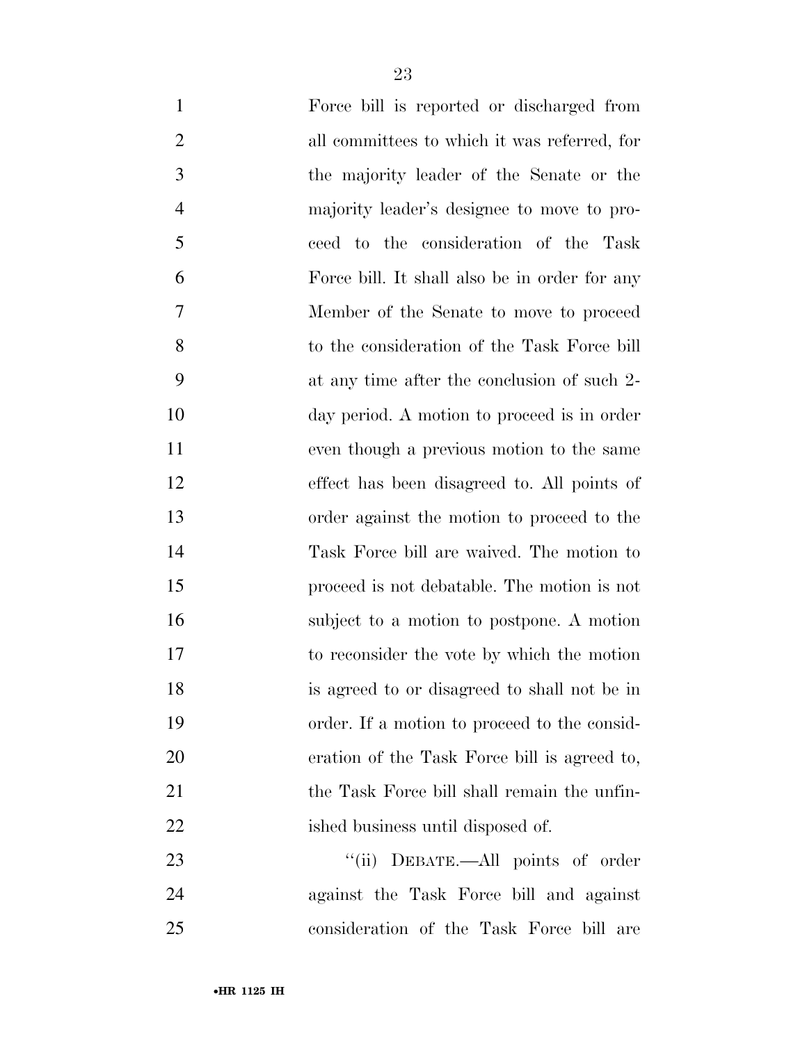Force bill is reported or discharged from all committees to which it was referred, for the majority leader of the Senate or the majority leader's designee to move to proceed to the consideration of the Task Force bill. It shall also be in order for any Member of the Senate to move to proceed to the consideration of the Task Force bill at any time after the conclusion of such 2-day period. A motion to proceed is in order even though a previous motion to the same effect has been disagreed to. All points of order against the motion to proceed to the Task Force bill are waived. The motion to proceed is not debatable. The motion is not subject to a motion to postpone. A motion to reconsider the vote by which the motion is agreed to or disagreed to shall not be in order. If a motion to proceed to the consideration of the Task Force bill is agreed to, the Task Force bill shall remain the unfinished business until disposed of.

''(ii) DEBATE.—All points of order against the Task Force bill and against consideration of the Task Force bill are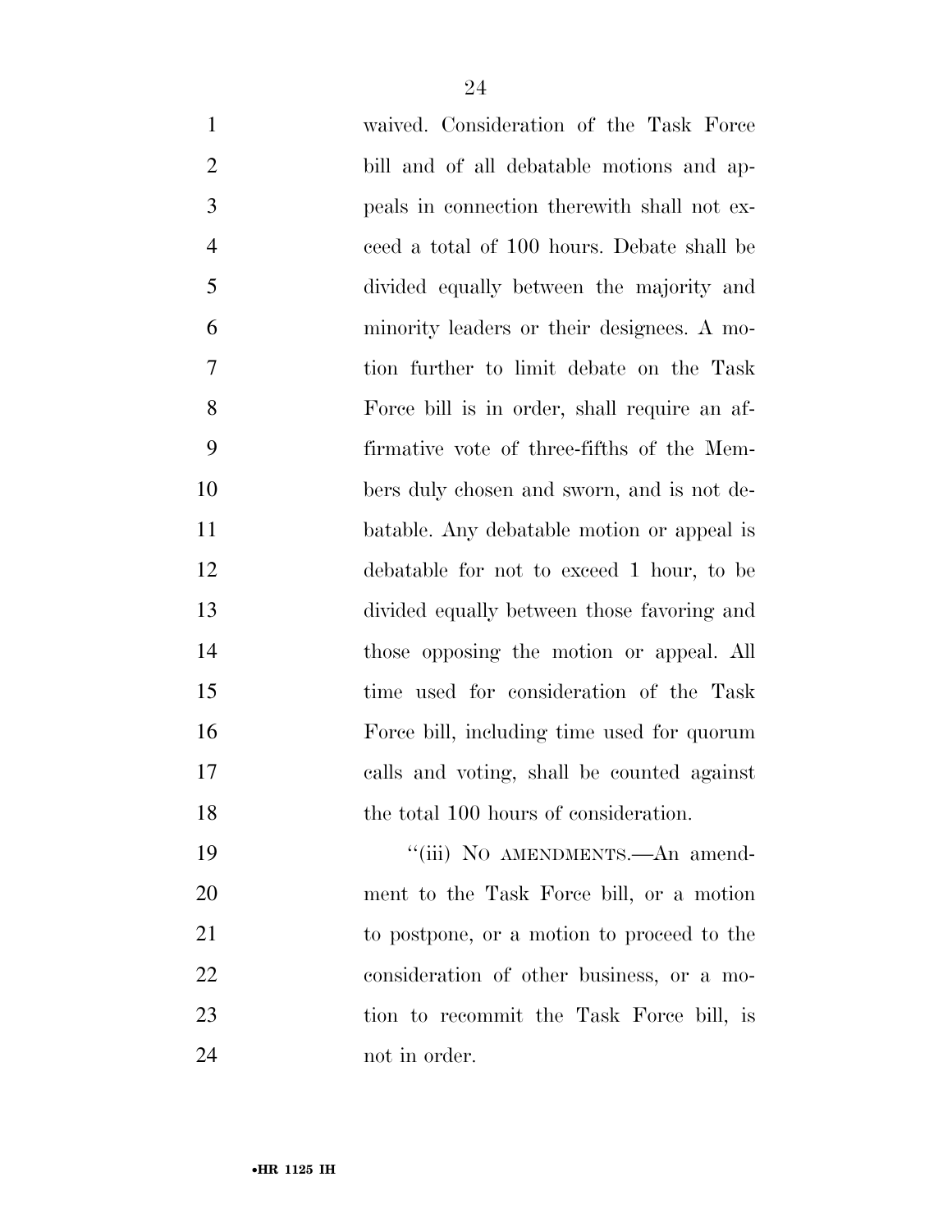waived. Consideration of the Task Force bill and of all debatable motions and appeals in connection therewith shall not exceed a total of 100 hours. Debate shall be divided equally between the majority and minority leaders or their designees. A motion further to limit debate on the Task Force bill is in order, shall require an affirmative vote of three-fifths of the Members duly chosen and sworn, and is not debatable. Any debatable motion or appeal is debatable for not to exceed 1 hour, to be divided equally between those favoring and those opposing the motion or appeal. All time used for consideration of the Task Force bill, including time used for quorum calls and voting, shall be counted against the total 100 hours of consideration.

"(iii) NO AMENDMENTS.—An amendment to the Task Force bill, or a motion to postpone, or a motion to proceed to the consideration of other business, or a motion to recommit the Task Force bill, is not in order.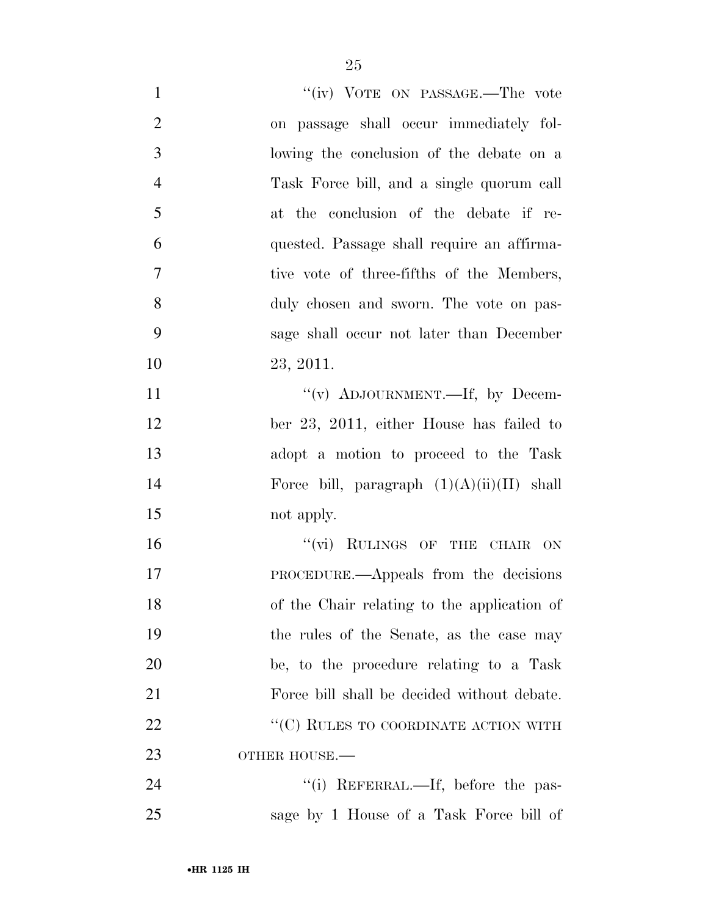"(iv) VOTE ON PASSAGE.—The vote on passage shall occur immediately following the conclusion of the debate on a Task Force bill, and a single quorum call at the conclusion of the debate if requested. Passage shall require an affirmative vote of three-fifths of the Members, duly chosen and sworn. The vote on passage shall occur not later than December 23, 2011.

"(v) ADJOURNMENT.—If, by December 23, 2011, either House has failed to adopt a motion to proceed to the Task Force bill, paragraph (1)(A)(ii)(II) shall not apply.

"(vi) RULINGS OF THE CHAIR ON PROCEDURE.—Appeals from the decisions of the Chair relating to the application of the rules of the Senate, as the case may be, to the procedure relating to a Task Force bill shall be decided without debate.

"(C) RULES TO COORDINATE ACTION WITH OTHER HOUSE.—

"(i) REFERRAL.—If, before the passage by 1 House of a Task Force bill of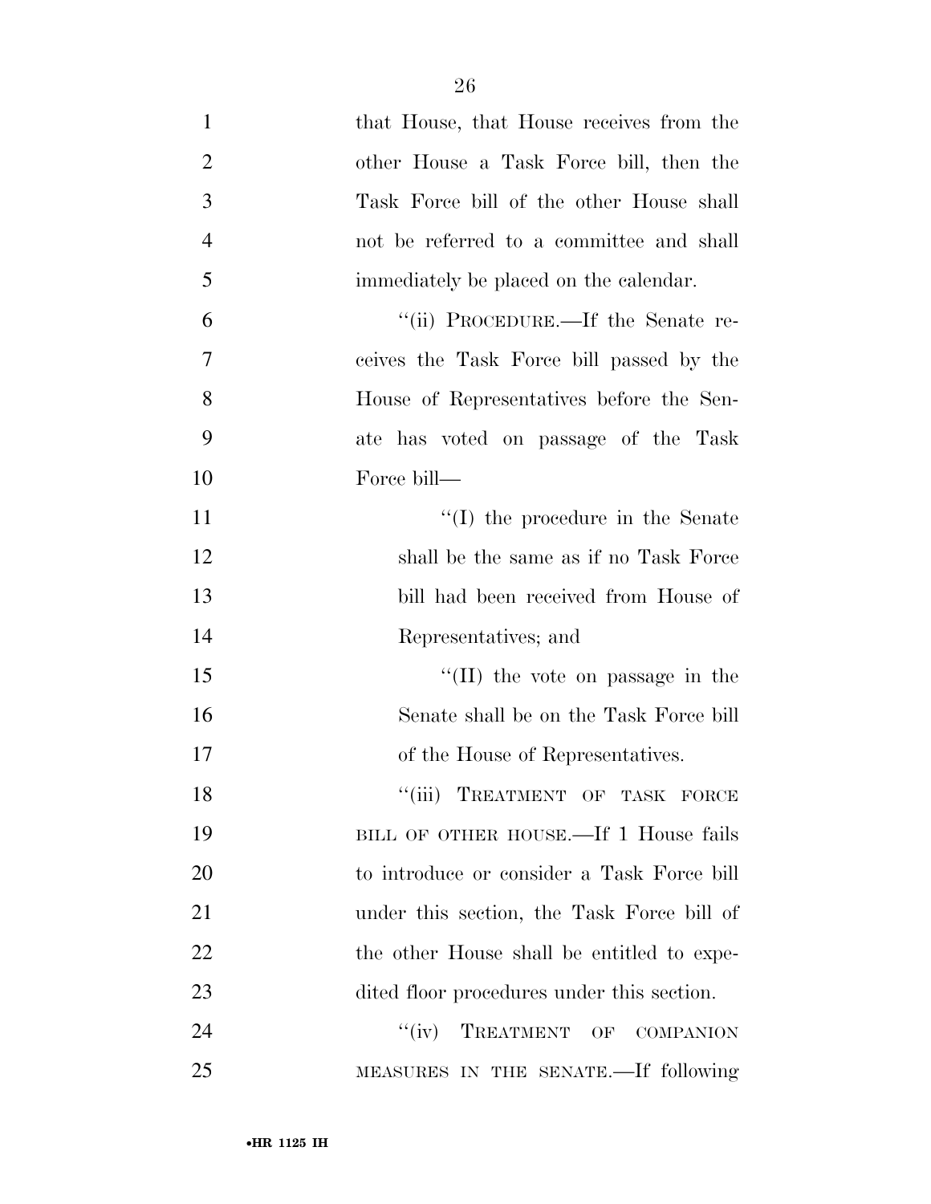that House, that House receives from the other House a Task Force bill, then the Task Force bill of the other House shall not be referred to a committee and shall immediately be placed on the calendar.

"(ii) PROCEDURE.—If the Senate receives the Task Force bill passed by the House of Representatives before the Senate has voted on passage of the Task Force bill—

"(I) the procedure in the Senate shall be the same as if no Task Force bill had been received from House of Representatives; and

"(II) the vote on passage in the Senate shall be on the Task Force bill of the House of Representatives.

"(iii) TREATMENT OF TASK FORCE BILL OF OTHER HOUSE.—If 1 House fails to introduce or consider a Task Force bill under this section, the Task Force bill of the other House shall be entitled to expedited floor procedures under this section.

"(iv) TREATMENT OF COMPANION MEASURES IN THE SENATE.—If following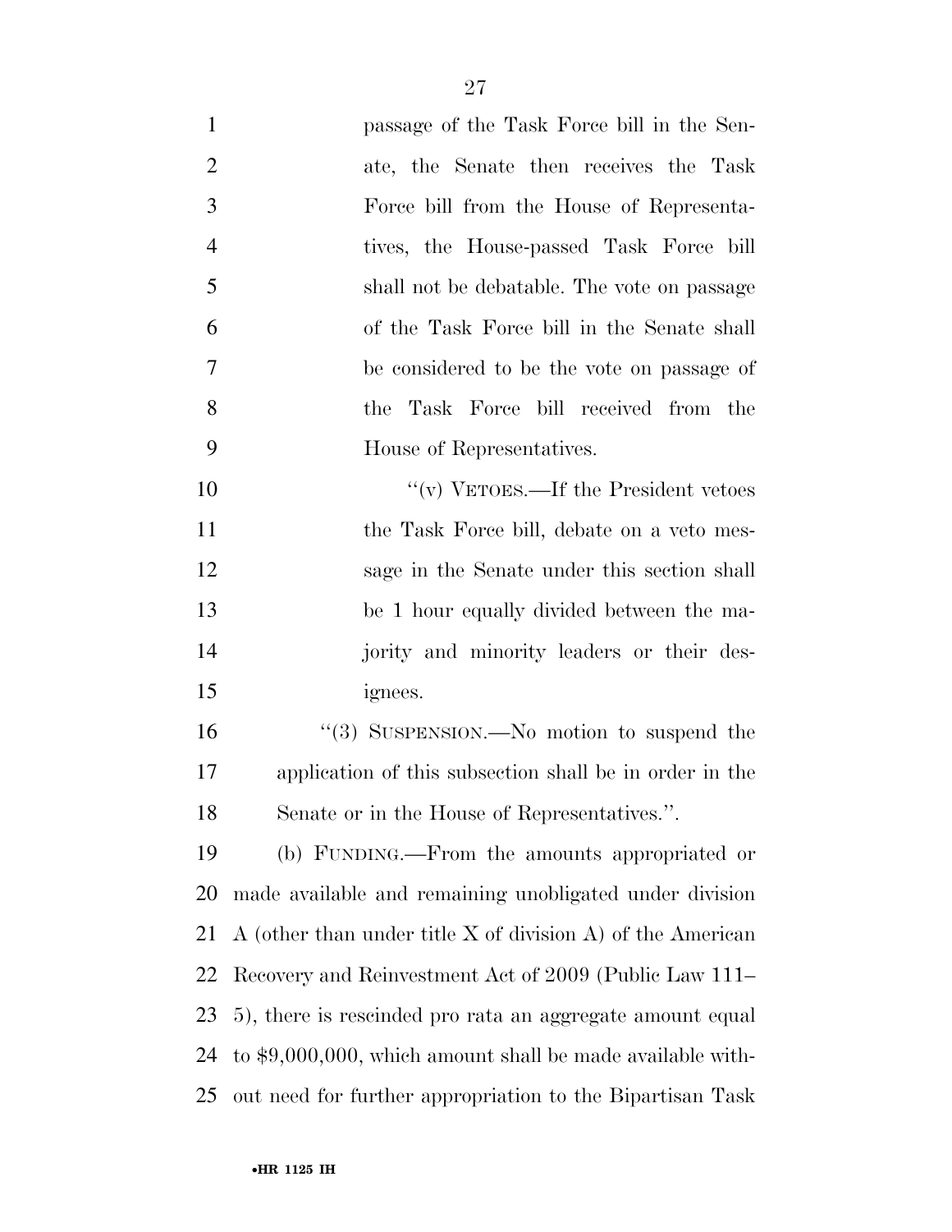passage of the Task Force bill in the Senate, the Senate then receives the Task Force bill from the House of Representatives, the House-passed Task Force bill shall not be debatable. The vote on passage of the Task Force bill in the Senate shall be considered to be the vote on passage of the Task Force bill received from the House of Representatives.

"(v) VETOES.—If the President vetoes the Task Force bill, debate on a veto message in the Senate under this section shall be 1 hour equally divided between the majority and minority leaders or their designees.

"(3) SUSPENSION.—No motion to suspend the application of this subsection shall be in order in the Senate or in the House of Representatives.".

(b) FUNDING.—From the amounts appropriated or made available and remaining unobligated under division A (other than under title X of division A) of the American Recovery and Reinvestment Act of 2009 (Public Law 111–5), there is rescinded pro rata an aggregate amount equal to $9,000,000, which amount shall be made available without need for further appropriation to the Bipartisan Task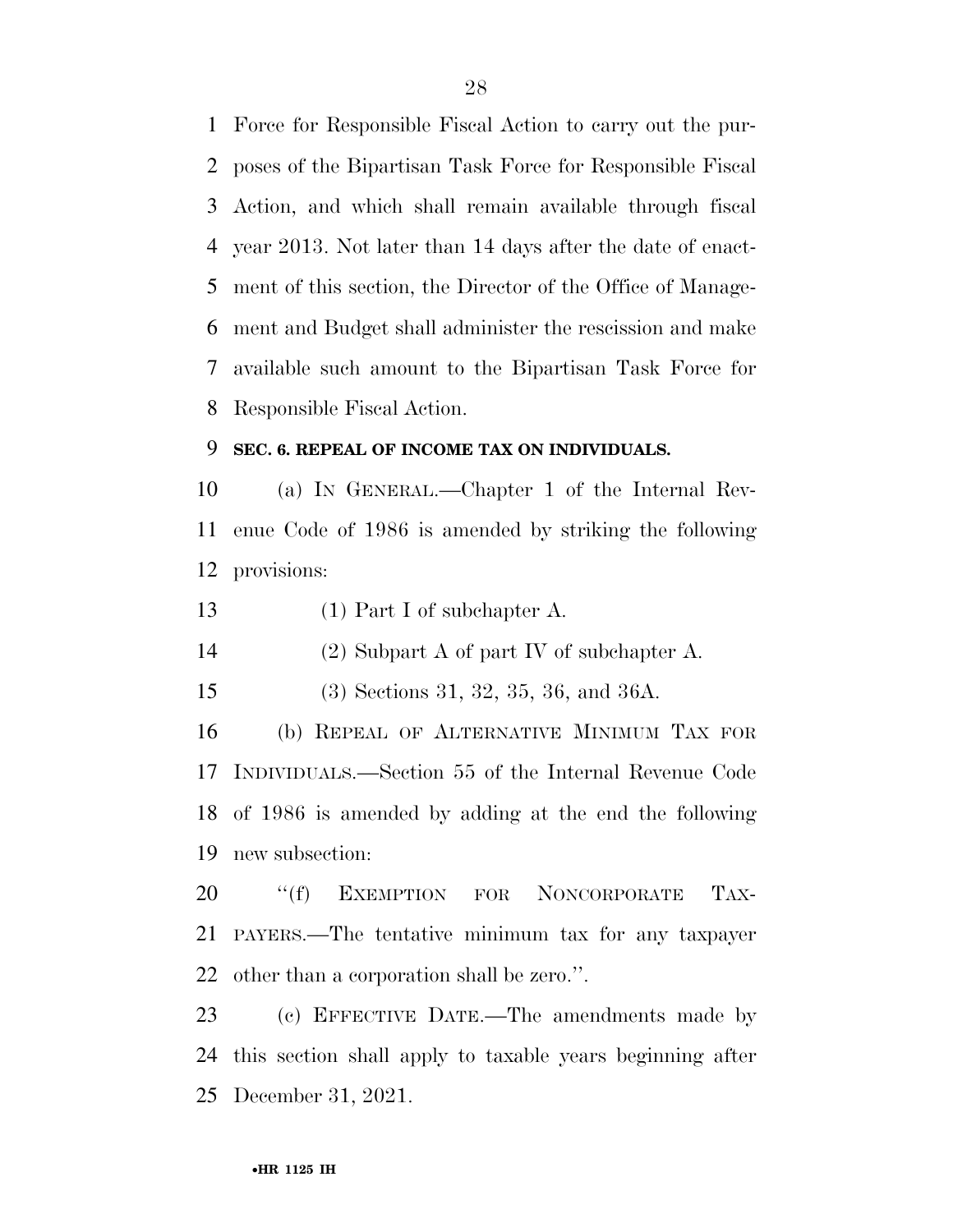Force for Responsible Fiscal Action to carry out the purposes of the Bipartisan Task Force for Responsible Fiscal Action, and which shall remain available through fiscal year 2013. Not later than 14 days after the date of enactment of this section, the Director of the Office of Management and Budget shall administer the rescission and make available such amount to the Bipartisan Task Force for Responsible Fiscal Action.

**SEC. 6. REPEAL OF INCOME TAX ON INDIVIDUALS.**

(a) IN GENERAL.—Chapter 1 of the Internal Revenue Code of 1986 is amended by striking the following provisions:

(1) Part I of subchapter A.

(2) Subpart A of part IV of subchapter A.

(3) Sections 31, 32, 35, 36, and 36A.

(b) REPEAL OF ALTERNATIVE MINIMUM TAX FOR INDIVIDUALS.—Section 55 of the Internal Revenue Code of 1986 is amended by adding at the end the following new subsection:

''(f) EXEMPTION FOR NONCORPORATE TAXPAYERS.—The tentative minimum tax for any taxpayer other than a corporation shall be zero.''.

(c) EFFECTIVE DATE.—The amendments made by this section shall apply to taxable years beginning after December 31, 2021.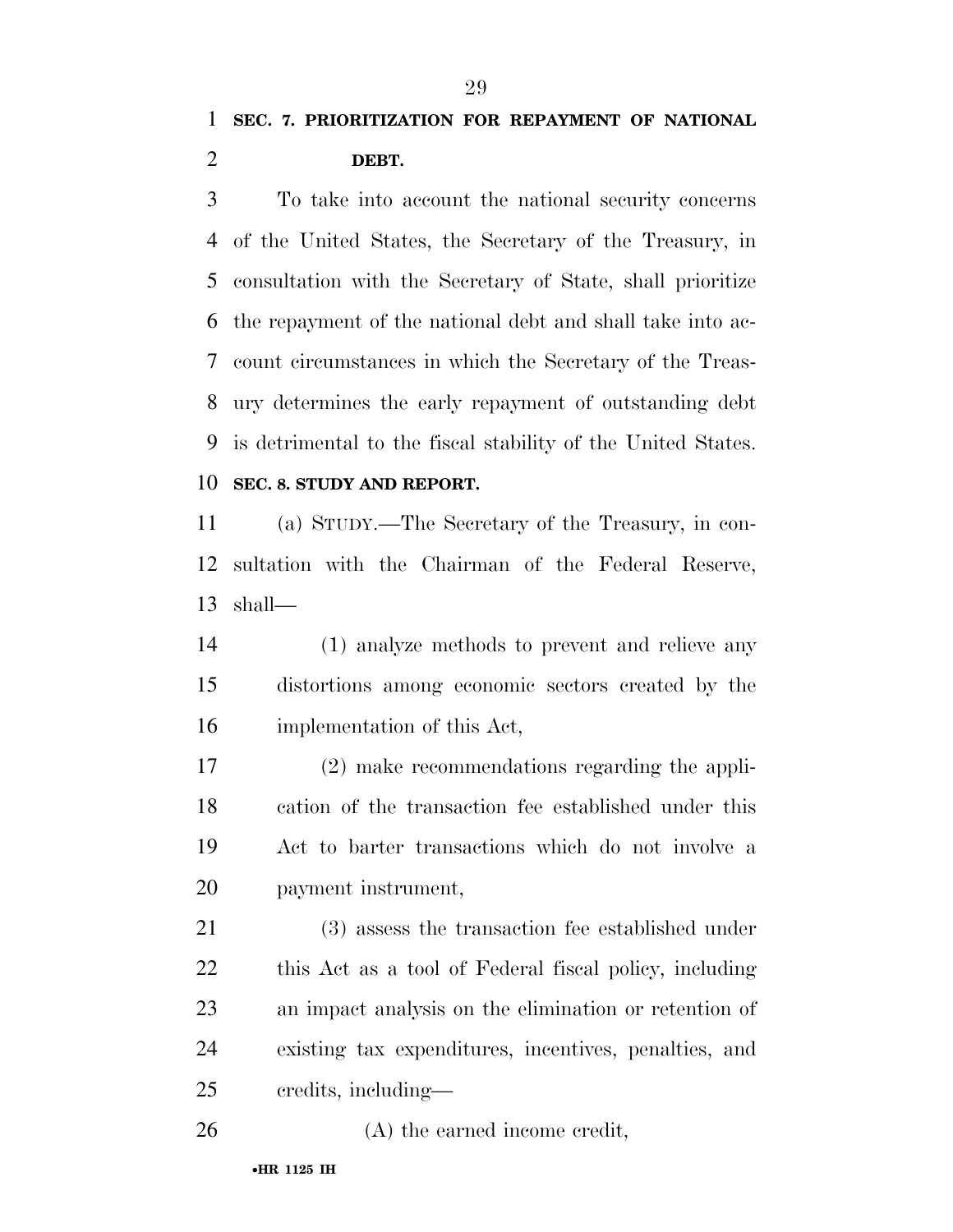**SEC. 7. PRIORITIZATION FOR REPAYMENT OF NATIONAL DEBT.**

To take into account the national security concerns of the United States, the Secretary of the Treasury, in consultation with the Secretary of State, shall prioritize the repayment of the national debt and shall take into account circumstances in which the Secretary of the Treasury determines the early repayment of outstanding debt is detrimental to the fiscal stability of the United States.

**SEC. 8. STUDY AND REPORT.**

(a) STUDY.—The Secretary of the Treasury, in consultation with the Chairman of the Federal Reserve, shall—

(1) analyze methods to prevent and relieve any distortions among economic sectors created by the implementation of this Act,

(2) make recommendations regarding the application of the transaction fee established under this Act to barter transactions which do not involve a payment instrument,

(3) assess the transaction fee established under this Act as a tool of Federal fiscal policy, including an impact analysis on the elimination or retention of existing tax expenditures, incentives, penalties, and credits, including—

(A) the earned income credit,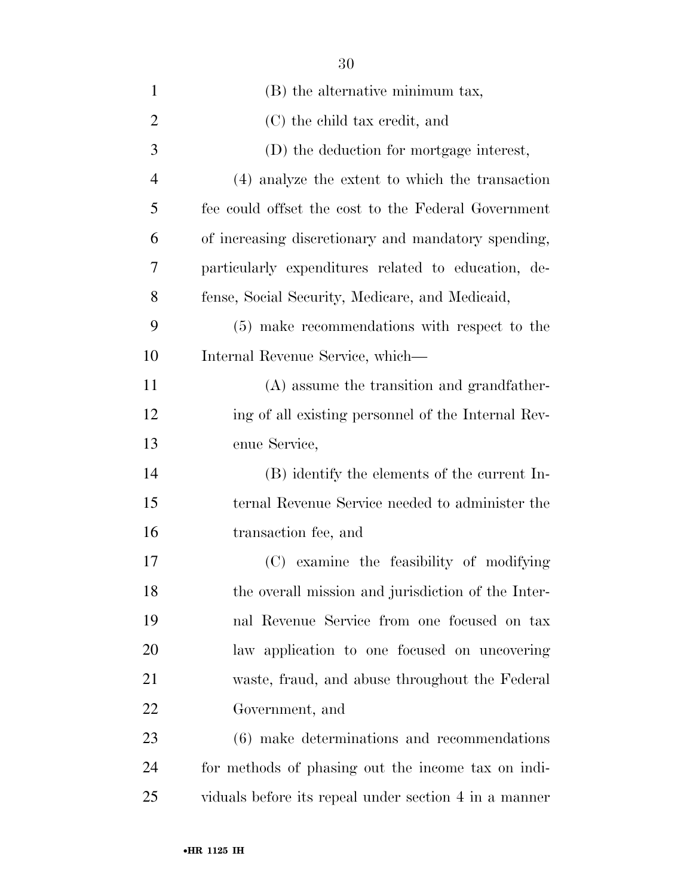(B) the alternative minimum tax,

(C) the child tax credit, and

(D) the deduction for mortgage interest,

(4) analyze the extent to which the transaction fee could offset the cost to the Federal Government of increasing discretionary and mandatory spending, particularly expenditures related to education, defense, Social Security, Medicare, and Medicaid,

(5) make recommendations with respect to the Internal Revenue Service, which—

(A) assume the transition and grandfathering of all existing personnel of the Internal Revenue Service,

(B) identify the elements of the current Internal Revenue Service needed to administer the transaction fee, and

(C) examine the feasibility of modifying the overall mission and jurisdiction of the Internal Revenue Service from one focused on tax law application to one focused on uncovering waste, fraud, and abuse throughout the Federal Government, and

(6) make determinations and recommendations for methods of phasing out the income tax on individuals before its repeal under section 4 in a manner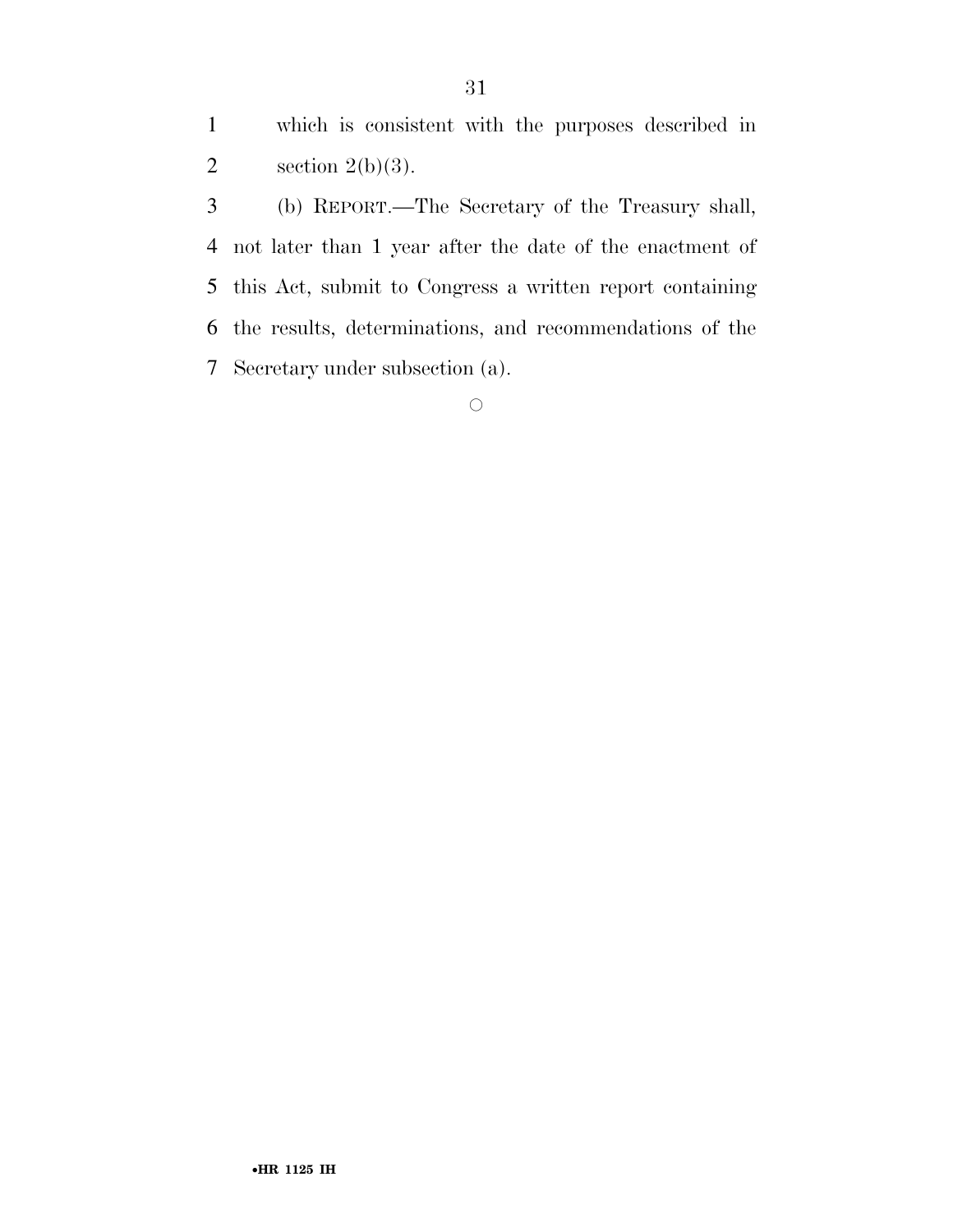which is consistent with the purposes described in section 2(b)(3).

(b) REPORT.—The Secretary of the Treasury shall, not later than 1 year after the date of the enactment of this Act, submit to Congress a written report containing the results, determinations, and recommendations of the Secretary under subsection (a).

○